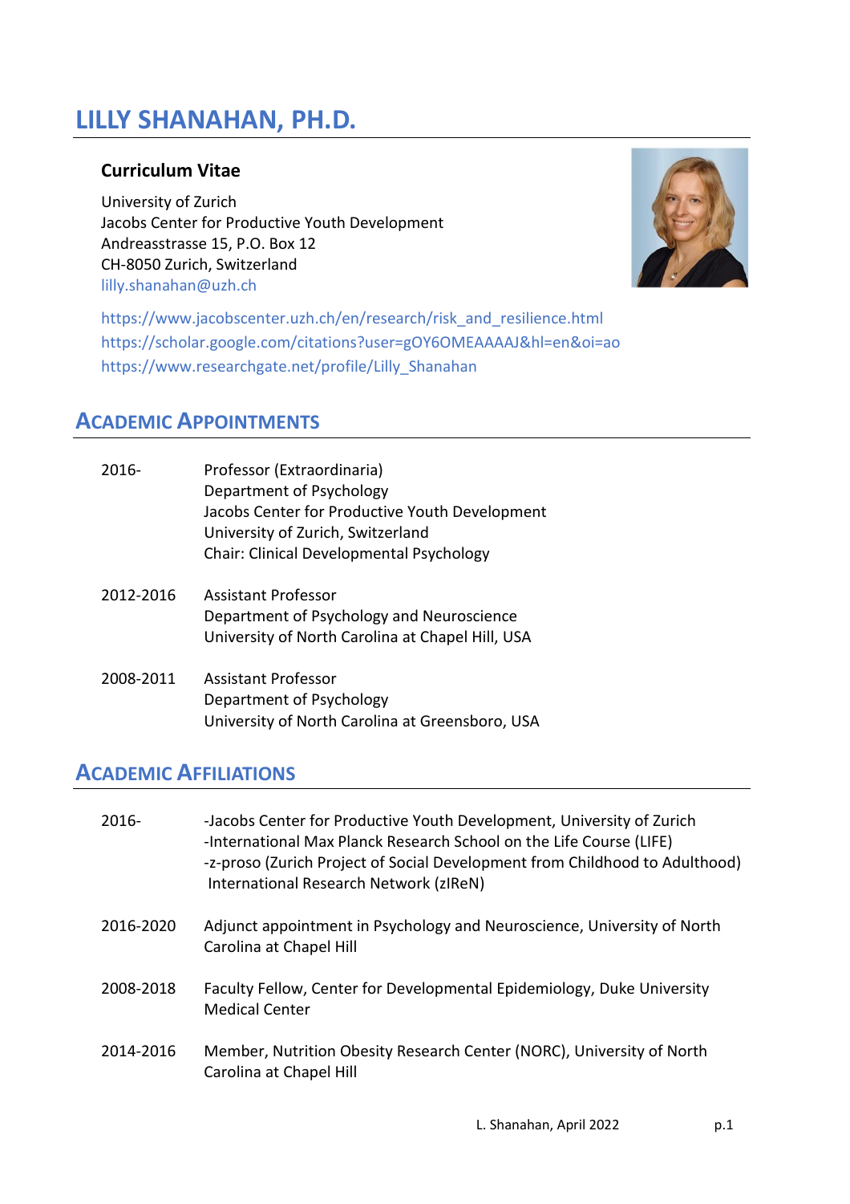# LILLY SHANAHAN, PH.D.

### Curriculum Vitae

University of Zurich
Jacobs Center for Productive Youth Development
Andreasstrasse 15, P.O. Box 12
CH-8050 Zurich, Switzerland
lilly.shanahan@uzh.ch

https://www.jacobscenter.uzh.ch/en/research/risk_and_resilience.html
https://scholar.google.com/citations?user=gOY6OMEAAAAJ&hl=en&oi=ao
https://www.researchgate.net/profile/Lilly_Shanahan

## ACADEMIC APPOINTMENTS

| | |
|---|---|
| 2016- | Professor (Extraordinaria)<br>Department of Psychology<br>Jacobs Center for Productive Youth Development<br>University of Zurich, Switzerland<br>Chair: Clinical Developmental Psychology |
| 2012-2016 | Assistant Professor<br>Department of Psychology and Neuroscience<br>University of North Carolina at Chapel Hill, USA |
| 2008-2011 | Assistant Professor<br>Department of Psychology<br>University of North Carolina at Greensboro, USA |

## ACADEMIC AFFILIATIONS

| | |
|---|---|
| 2016- | -Jacobs Center for Productive Youth Development, University of Zurich<br>-International Max Planck Research School on the Life Course (LIFE)<br>-z-proso (Zurich Project of Social Development from Childhood to Adulthood) International Research Network (zIReN) |
| 2016-2020 | Adjunct appointment in Psychology and Neuroscience, University of North Carolina at Chapel Hill |
| 2008-2018 | Faculty Fellow, Center for Developmental Epidemiology, Duke University Medical Center |
| 2014-2016 | Member, Nutrition Obesity Research Center (NORC), University of North Carolina at Chapel Hill |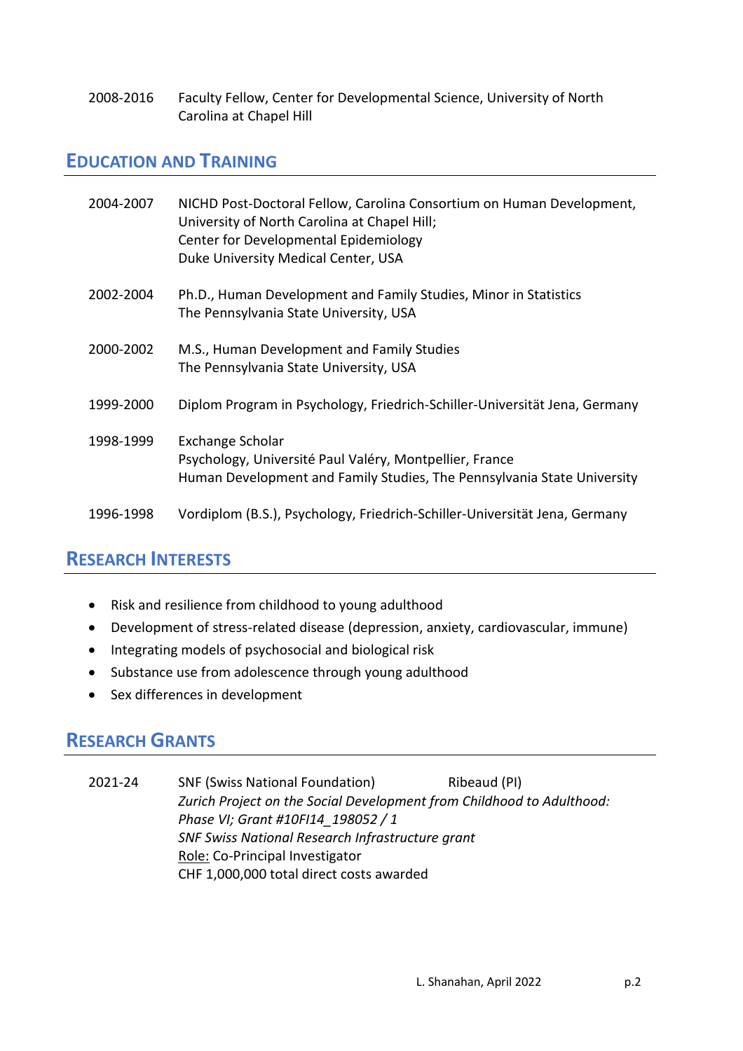2008-2016 Faculty Fellow, Center for Developmental Science, University of North Carolina at Chapel Hill

## EDUCATION AND TRAINING

2004-2007 NICHD Post-Doctoral Fellow, Carolina Consortium on Human Development, University of North Carolina at Chapel Hill;
Center for Developmental Epidemiology
Duke University Medical Center, USA

2002-2004 Ph.D., Human Development and Family Studies, Minor in Statistics
The Pennsylvania State University, USA

2000-2002 M.S., Human Development and Family Studies
The Pennsylvania State University, USA

1999-2000 Diplom Program in Psychology, Friedrich-Schiller-Universität Jena, Germany

1998-1999 Exchange Scholar
Psychology, Université Paul Valéry, Montpellier, France
Human Development and Family Studies, The Pennsylvania State University

1996-1998 Vordiplom (B.S.), Psychology, Friedrich-Schiller-Universität Jena, Germany

## RESEARCH INTERESTS

- Risk and resilience from childhood to young adulthood
- Development of stress-related disease (depression, anxiety, cardiovascular, immune)
- Integrating models of psychosocial and biological risk
- Substance use from adolescence through young adulthood
- Sex differences in development

## RESEARCH GRANTS

2021-24 SNF (Swiss National Foundation) Ribeaud (PI)
*Zurich Project on the Social Development from Childhood to Adulthood: Phase VI; Grant #10FI14_198052 / 1*
*SNF Swiss National Research Infrastructure grant*
Role: Co-Principal Investigator
CHF 1,000,000 total direct costs awarded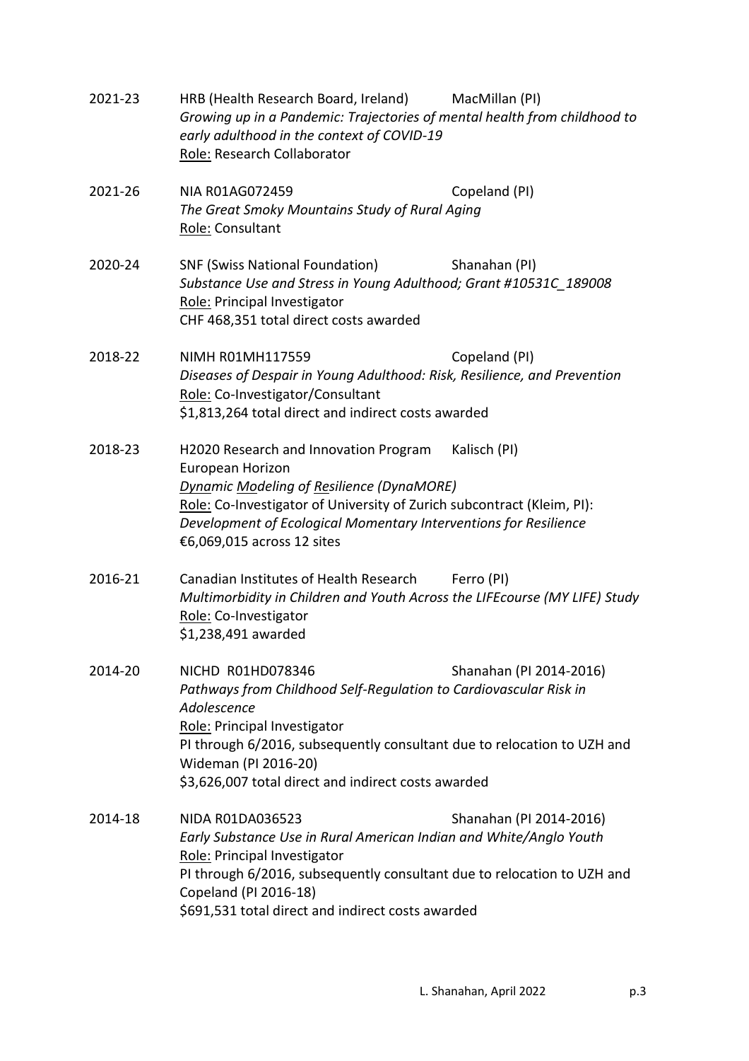2021-23 HRB (Health Research Board, Ireland) MacMillan (PI)
*Growing up in a Pandemic: Trajectories of mental health from childhood to early adulthood in the context of COVID-19*
Role: Research Collaborator

2021-26 NIA R01AG072459 Copeland (PI)
*The Great Smoky Mountains Study of Rural Aging*
Role: Consultant

2020-24 SNF (Swiss National Foundation) Shanahan (PI)
*Substance Use and Stress in Young Adulthood; Grant #10531C_189008*
Role: Principal Investigator
CHF 468,351 total direct costs awarded

2018-22 NIMH R01MH117559 Copeland (PI)
*Diseases of Despair in Young Adulthood: Risk, Resilience, and Prevention*
Role: Co-Investigator/Consultant
$1,813,264 total direct and indirect costs awarded

2018-23 H2020 Research and Innovation Program European Horizon Kalisch (PI)
*Dynamic Modeling of Resilience (DynaMORE)*
Role: Co-Investigator of University of Zurich subcontract (Kleim, PI): *Development of Ecological Momentary Interventions for Resilience*
€6,069,015 across 12 sites

2016-21 Canadian Institutes of Health Research Ferro (PI)
*Multimorbidity in Children and Youth Across the LIFEcourse (MY LIFE) Study*
Role: Co-Investigator
$1,238,491 awarded

2014-20 NICHD R01HD078346 Shanahan (PI 2014-2016)
*Pathways from Childhood Self-Regulation to Cardiovascular Risk in Adolescence*
Role: Principal Investigator
PI through 6/2016, subsequently consultant due to relocation to UZH and Wideman (PI 2016-20)
$3,626,007 total direct and indirect costs awarded

2014-18 NIDA R01DA036523 Shanahan (PI 2014-2016)
*Early Substance Use in Rural American Indian and White/Anglo Youth*
Role: Principal Investigator
PI through 6/2016, subsequently consultant due to relocation to UZH and Copeland (PI 2016-18)
$691,531 total direct and indirect costs awarded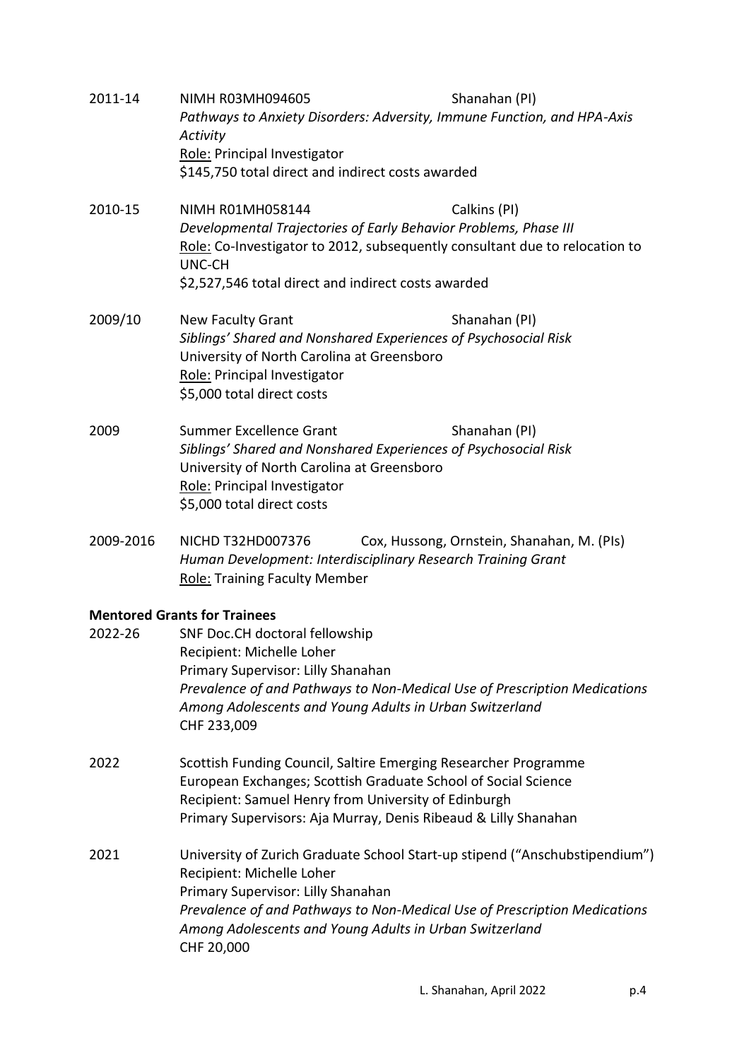2011-14 NIMH R03MH094605 Shanahan (PI)
*Pathways to Anxiety Disorders: Adversity, Immune Function, and HPA-Axis Activity*
Role: Principal Investigator
$145,750 total direct and indirect costs awarded

2010-15 NIMH R01MH058144 Calkins (PI)
*Developmental Trajectories of Early Behavior Problems, Phase III*
Role: Co-Investigator to 2012, subsequently consultant due to relocation to UNC-CH
$2,527,546 total direct and indirect costs awarded

2009/10 New Faculty Grant Shanahan (PI)
*Siblings' Shared and Nonshared Experiences of Psychosocial Risk*
University of North Carolina at Greensboro
Role: Principal Investigator
$5,000 total direct costs

2009 Summer Excellence Grant Shanahan (PI)
*Siblings' Shared and Nonshared Experiences of Psychosocial Risk*
University of North Carolina at Greensboro
Role: Principal Investigator
$5,000 total direct costs

2009-2016 NICHD T32HD007376 Cox, Hussong, Ornstein, Shanahan, M. (PIs)
*Human Development: Interdisciplinary Research Training Grant*
Role: Training Faculty Member

**Mentored Grants for Trainees**

2022-26 SNF Doc.CH doctoral fellowship
Recipient: Michelle Loher
Primary Supervisor: Lilly Shanahan
*Prevalence of and Pathways to Non-Medical Use of Prescription Medications Among Adolescents and Young Adults in Urban Switzerland*
CHF 233,009

2022 Scottish Funding Council, Saltire Emerging Researcher Programme
European Exchanges; Scottish Graduate School of Social Science
Recipient: Samuel Henry from University of Edinburgh
Primary Supervisors: Aja Murray, Denis Ribeaud & Lilly Shanahan

2021 University of Zurich Graduate School Start-up stipend ("Anschubstipendium")
Recipient: Michelle Loher
Primary Supervisor: Lilly Shanahan
*Prevalence of and Pathways to Non-Medical Use of Prescription Medications Among Adolescents and Young Adults in Urban Switzerland*
CHF 20,000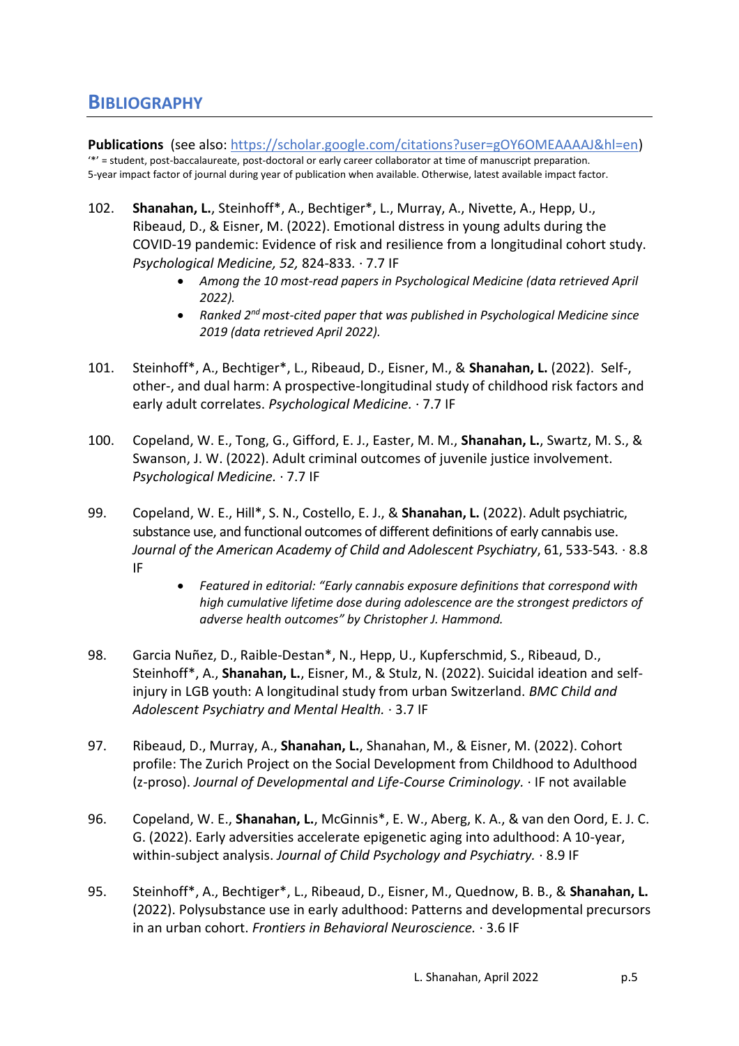## BIBLIOGRAPHY

**Publications** (see also: [https://scholar.google.com/citations?user=gOY6OMEAAAAJ&hl=en](https://scholar.google.com/citations?user=gOY6OMEAAAAJ&hl=en))
'*' = student, post-baccalaureate, post-doctoral or early career collaborator at time of manuscript preparation.
5-year impact factor of journal during year of publication when available. Otherwise, latest available impact factor.

102. **Shanahan, L.**, Steinhoff*, A., Bechtiger*, L., Murray, A., Nivette, A., Hepp, U., Ribeaud, D., & Eisner, M. (2022). Emotional distress in young adults during the COVID-19 pandemic: Evidence of risk and resilience from a longitudinal cohort study. *Psychological Medicine, 52,* 824-833. · 7.7 IF
    - *Among the 10 most-read papers in Psychological Medicine (data retrieved April 2022).*
    - *Ranked 2nd most-cited paper that was published in Psychological Medicine since 2019 (data retrieved April 2022).*

101. Steinhoff*, A., Bechtiger*, L., Ribeaud, D., Eisner, M., & **Shanahan, L.** (2022). Self-, other-, and dual harm: A prospective-longitudinal study of childhood risk factors and early adult correlates. *Psychological Medicine.* · 7.7 IF

100. Copeland, W. E., Tong, G., Gifford, E. J., Easter, M. M., **Shanahan, L.**, Swartz, M. S., & Swanson, J. W. (2022). Adult criminal outcomes of juvenile justice involvement. *Psychological Medicine.* · 7.7 IF

99. Copeland, W. E., Hill*, S. N., Costello, E. J., & **Shanahan, L.** (2022). Adult psychiatric, substance use, and functional outcomes of different definitions of early cannabis use. *Journal of the American Academy of Child and Adolescent Psychiatry*, 61, 533-543. · 8.8 IF
    - *Featured in editorial: "Early cannabis exposure definitions that correspond with high cumulative lifetime dose during adolescence are the strongest predictors of adverse health outcomes" by Christopher J. Hammond.*

98. Garcia Nuñez, D., Raible-Destan*, N., Hepp, U., Kupferschmid, S., Ribeaud, D., Steinhoff*, A., **Shanahan, L.**, Eisner, M., & Stulz, N. (2022). Suicidal ideation and self-injury in LGB youth: A longitudinal study from urban Switzerland. *BMC Child and Adolescent Psychiatry and Mental Health.* · 3.7 IF

97. Ribeaud, D., Murray, A., **Shanahan, L.**, Shanahan, M., & Eisner, M. (2022). Cohort profile: The Zurich Project on the Social Development from Childhood to Adulthood (z-proso). *Journal of Developmental and Life-Course Criminology.* · IF not available

96. Copeland, W. E., **Shanahan, L.**, McGinnis*, E. W., Aberg, K. A., & van den Oord, E. J. C. G. (2022). Early adversities accelerate epigenetic aging into adulthood: A 10-year, within-subject analysis. *Journal of Child Psychology and Psychiatry.* · 8.9 IF

95. Steinhoff*, A., Bechtiger*, L., Ribeaud, D., Eisner, M., Quednow, B. B., & **Shanahan, L.** (2022). Polysubstance use in early adulthood: Patterns and developmental precursors in an urban cohort. *Frontiers in Behavioral Neuroscience.* · 3.6 IF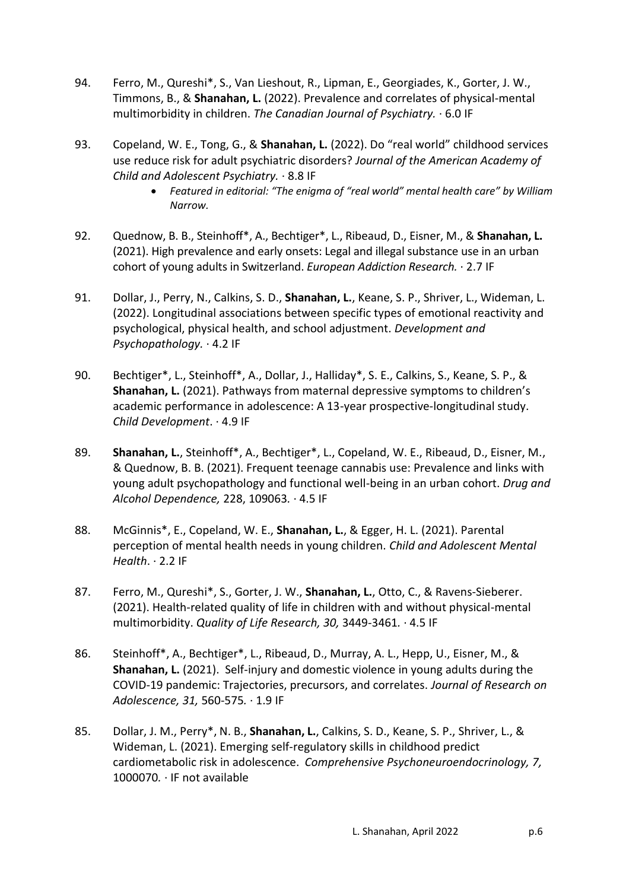94. Ferro, M., Qureshi*, S., Van Lieshout, R., Lipman, E., Georgiades, K., Gorter, J. W., Timmons, B., & **Shanahan, L.** (2022). Prevalence and correlates of physical-mental multimorbidity in children. *The Canadian Journal of Psychiatry.* · 6.0 IF

93. Copeland, W. E., Tong, G., & **Shanahan, L.** (2022). Do "real world" childhood services use reduce risk for adult psychiatric disorders? *Journal of the American Academy of Child and Adolescent Psychiatry.* · 8.8 IF
    - *Featured in editorial: "The enigma of "real world" mental health care" by William Narrow.*

92. Quednow, B. B., Steinhoff*, A., Bechtiger*, L., Ribeaud, D., Eisner, M., & **Shanahan, L.** (2021). High prevalence and early onsets: Legal and illegal substance use in an urban cohort of young adults in Switzerland. *European Addiction Research.* · 2.7 IF

91. Dollar, J., Perry, N., Calkins, S. D., **Shanahan, L.**, Keane, S. P., Shriver, L., Wideman, L. (2022). Longitudinal associations between specific types of emotional reactivity and psychological, physical health, and school adjustment. *Development and Psychopathology.* · 4.2 IF

90. Bechtiger*, L., Steinhoff*, A., Dollar, J., Halliday*, S. E., Calkins, S., Keane, S. P., & **Shanahan, L.** (2021). Pathways from maternal depressive symptoms to children's academic performance in adolescence: A 13-year prospective-longitudinal study. *Child Development*. · 4.9 IF

89. **Shanahan, L.**, Steinhoff*, A., Bechtiger*, L., Copeland, W. E., Ribeaud, D., Eisner, M., & Quednow, B. B. (2021). Frequent teenage cannabis use: Prevalence and links with young adult psychopathology and functional well-being in an urban cohort. *Drug and Alcohol Dependence,* 228, 109063. · 4.5 IF

88. McGinnis*, E., Copeland, W. E., **Shanahan, L.**, & Egger, H. L. (2021). Parental perception of mental health needs in young children. *Child and Adolescent Mental Health*. · 2.2 IF

87. Ferro, M., Qureshi*, S., Gorter, J. W., **Shanahan, L.**, Otto, C., & Ravens-Sieberer. (2021). Health-related quality of life in children with and without physical-mental multimorbidity. *Quality of Life Research, 30,* 3449-3461. · 4.5 IF

86. Steinhoff*, A., Bechtiger*, L., Ribeaud, D., Murray, A. L., Hepp, U., Eisner, M., & **Shanahan, L.** (2021). Self-injury and domestic violence in young adults during the COVID-19 pandemic: Trajectories, precursors, and correlates. *Journal of Research on Adolescence, 31,* 560-575. · 1.9 IF

85. Dollar, J. M., Perry*, N. B., **Shanahan, L.**, Calkins, S. D., Keane, S. P., Shriver, L., & Wideman, L. (2021). Emerging self-regulatory skills in childhood predict cardiometabolic risk in adolescence. *Comprehensive Psychoneuroendocrinology, 7,* 1000070. · IF not available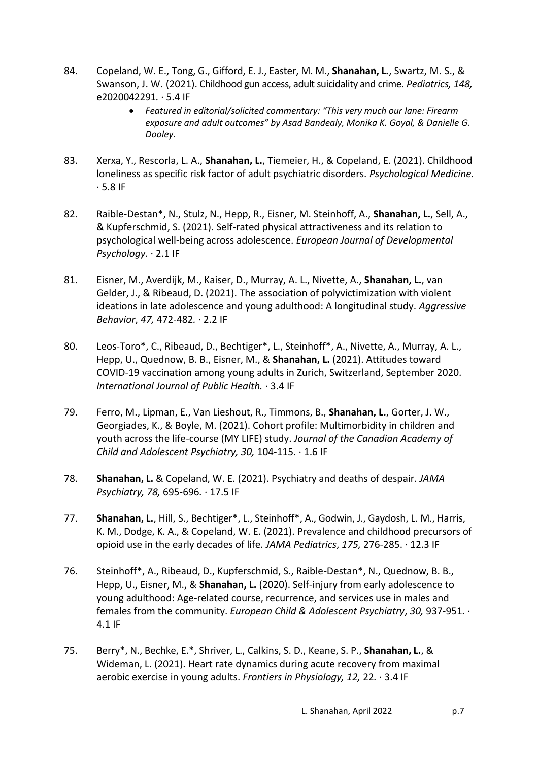84. Copeland, W. E., Tong, G., Gifford, E. J., Easter, M. M., **Shanahan, L.**, Swartz, M. S., & Swanson, J. W. (2021). Childhood gun access, adult suicidality and crime. *Pediatrics, 148,* e2020042291. · 5.4 IF
    - *Featured in editorial/solicited commentary: "This very much our lane: Firearm exposure and adult outcomes" by Asad Bandealy, Monika K. Goyal, & Danielle G. Dooley.*

83. Xerxa, Y., Rescorla, L. A., **Shanahan, L.**, Tiemeier, H., & Copeland, E. (2021). Childhood loneliness as specific risk factor of adult psychiatric disorders. *Psychological Medicine.* · 5.8 IF

82. Raible-Destan*, N., Stulz, N., Hepp, R., Eisner, M. Steinhoff, A., **Shanahan, L.**, Sell, A., & Kupferschmid, S. (2021). Self-rated physical attractiveness and its relation to psychological well-being across adolescence. *European Journal of Developmental Psychology.* · 2.1 IF

81. Eisner, M., Averdijk, M., Kaiser, D., Murray, A. L., Nivette, A., **Shanahan, L.**, van Gelder, J., & Ribeaud, D. (2021). The association of polyvictimization with violent ideations in late adolescence and young adulthood: A longitudinal study. *Aggressive Behavior*, *47,* 472-482. · 2.2 IF

80. Leos-Toro*, C., Ribeaud, D., Bechtiger*, L., Steinhoff*, A., Nivette, A., Murray, A. L., Hepp, U., Quednow, B. B., Eisner, M., & **Shanahan, L.** (2021). Attitudes toward COVID-19 vaccination among young adults in Zurich, Switzerland, September 2020. *International Journal of Public Health.* · 3.4 IF

79. Ferro, M., Lipman, E., Van Lieshout, R., Timmons, B., **Shanahan, L.**, Gorter, J. W., Georgiades, K., & Boyle, M. (2021). Cohort profile: Multimorbidity in children and youth across the life-course (MY LIFE) study. *Journal of the Canadian Academy of Child and Adolescent Psychiatry, 30,* 104-115. · 1.6 IF

78. **Shanahan, L.** & Copeland, W. E. (2021). Psychiatry and deaths of despair. *JAMA Psychiatry, 78,* 695-696. · 17.5 IF

77. **Shanahan, L.**, Hill, S., Bechtiger*, L., Steinhoff*, A., Godwin, J., Gaydosh, L. M., Harris, K. M., Dodge, K. A., & Copeland, W. E. (2021). Prevalence and childhood precursors of opioid use in the early decades of life. *JAMA Pediatrics*, *175,* 276-285. · 12.3 IF

76. Steinhoff*, A., Ribeaud, D., Kupferschmid, S., Raible-Destan*, N., Quednow, B. B., Hepp, U., Eisner, M., & **Shanahan, L.** (2020). Self-injury from early adolescence to young adulthood: Age-related course, recurrence, and services use in males and females from the community. *European Child & Adolescent Psychiatry*, *30,* 937-951. · 4.1 IF

75. Berry*, N., Bechke, E.*, Shriver, L., Calkins, S. D., Keane, S. P., **Shanahan, L.**, & Wideman, L. (2021). Heart rate dynamics during acute recovery from maximal aerobic exercise in young adults. *Frontiers in Physiology, 12,* 22. · 3.4 IF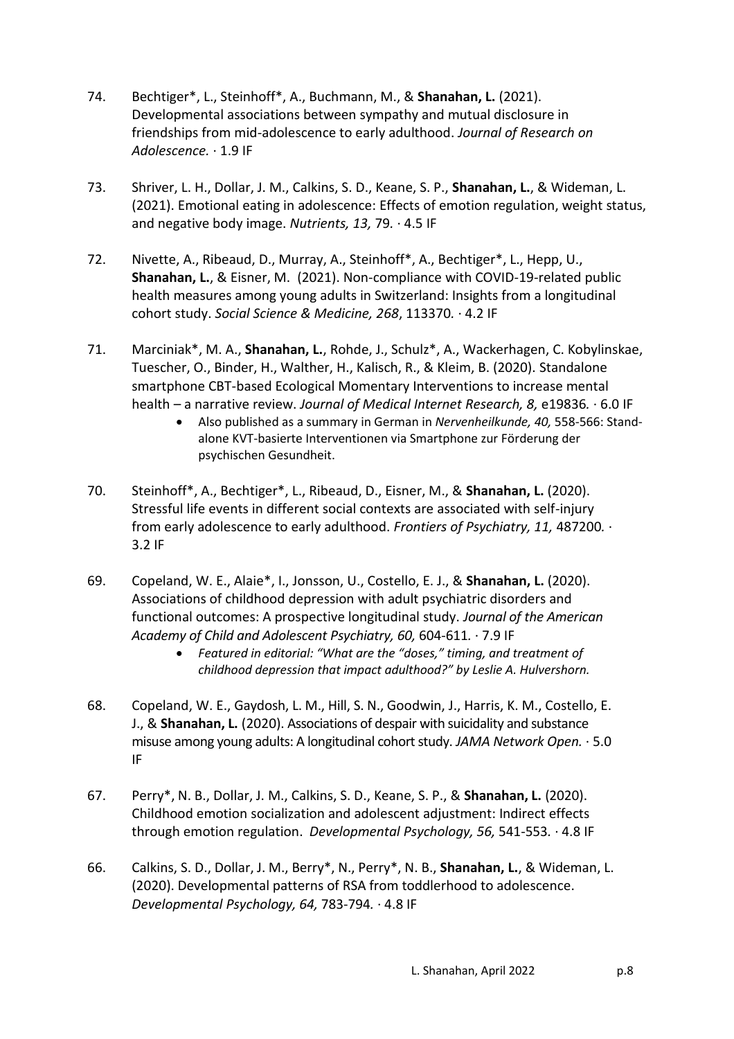74. Bechtiger*, L., Steinhoff*, A., Buchmann, M., & **Shanahan, L.** (2021). Developmental associations between sympathy and mutual disclosure in friendships from mid-adolescence to early adulthood. *Journal of Research on Adolescence.* · 1.9 IF

73. Shriver, L. H., Dollar, J. M., Calkins, S. D., Keane, S. P., **Shanahan, L.**, & Wideman, L. (2021). Emotional eating in adolescence: Effects of emotion regulation, weight status, and negative body image. *Nutrients, 13,* 79. · 4.5 IF

72. Nivette, A., Ribeaud, D., Murray, A., Steinhoff*, A., Bechtiger*, L., Hepp, U., **Shanahan, L.**, & Eisner, M. (2021). Non-compliance with COVID-19-related public health measures among young adults in Switzerland: Insights from a longitudinal cohort study. *Social Science & Medicine, 268*, 113370. · 4.2 IF

71. Marciniak*, M. A., **Shanahan, L.**, Rohde, J., Schulz*, A., Wackerhagen, C. Kobylinskae, Tuescher, O., Binder, H., Walther, H., Kalisch, R., & Kleim, B. (2020). Standalone smartphone CBT-based Ecological Momentary Interventions to increase mental health – a narrative review. *Journal of Medical Internet Research, 8,* e19836. · 6.0 IF
    - Also published as a summary in German in *Nervenheilkunde, 40,* 558-566: Stand-alone KVT-basierte Interventionen via Smartphone zur Förderung der psychischen Gesundheit.

70. Steinhoff*, A., Bechtiger*, L., Ribeaud, D., Eisner, M., & **Shanahan, L.** (2020). Stressful life events in different social contexts are associated with self-injury from early adolescence to early adulthood. *Frontiers of Psychiatry, 11,* 487200. · 3.2 IF

69. Copeland, W. E., Alaie*, I., Jonsson, U., Costello, E. J., & **Shanahan, L.** (2020). Associations of childhood depression with adult psychiatric disorders and functional outcomes: A prospective longitudinal study. *Journal of the American Academy of Child and Adolescent Psychiatry, 60,* 604-611. · 7.9 IF
    - *Featured in editorial: "What are the "doses," timing, and treatment of childhood depression that impact adulthood?" by Leslie A. Hulvershorn.*

68. Copeland, W. E., Gaydosh, L. M., Hill, S. N., Goodwin, J., Harris, K. M., Costello, E. J., & **Shanahan, L.** (2020). Associations of despair with suicidality and substance misuse among young adults: A longitudinal cohort study. *JAMA Network Open.* · 5.0 IF

67. Perry*, N. B., Dollar, J. M., Calkins, S. D., Keane, S. P., & **Shanahan, L.** (2020). Childhood emotion socialization and adolescent adjustment: Indirect effects through emotion regulation. *Developmental Psychology, 56,* 541-553. · 4.8 IF

66. Calkins, S. D., Dollar, J. M., Berry*, N., Perry*, N. B., **Shanahan, L.**, & Wideman, L. (2020). Developmental patterns of RSA from toddlerhood to adolescence. *Developmental Psychology, 64,* 783-794. · 4.8 IF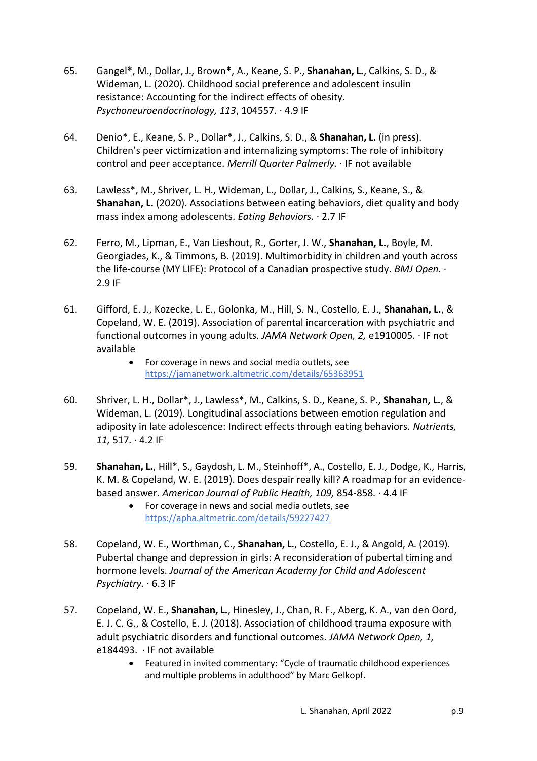65. Gangel*, M., Dollar, J., Brown*, A., Keane, S. P., **Shanahan, L.**, Calkins, S. D., & Wideman, L. (2020). Childhood social preference and adolescent insulin resistance: Accounting for the indirect effects of obesity. *Psychoneuroendocrinology, 113*, 104557. · 4.9 IF

64. Denio*, E., Keane, S. P., Dollar*, J., Calkins, S. D., & **Shanahan, L.** (in press). Children's peer victimization and internalizing symptoms: The role of inhibitory control and peer acceptance. *Merrill Quarter Palmerly.* · IF not available

63. Lawless*, M., Shriver, L. H., Wideman, L., Dollar, J., Calkins, S., Keane, S., & **Shanahan, L.** (2020). Associations between eating behaviors, diet quality and body mass index among adolescents. *Eating Behaviors.* · 2.7 IF

62. Ferro, M., Lipman, E., Van Lieshout, R., Gorter, J. W., **Shanahan, L.**, Boyle, M. Georgiades, K., & Timmons, B. (2019). Multimorbidity in children and youth across the life-course (MY LIFE): Protocol of a Canadian prospective study. *BMJ Open.* · 2.9 IF

61. Gifford, E. J., Kozecke, L. E., Golonka, M., Hill, S. N., Costello, E. J., **Shanahan, L.**, & Copeland, W. E. (2019). Association of parental incarceration with psychiatric and functional outcomes in young adults. *JAMA Network Open, 2,* e1910005. · IF not available
    - For coverage in news and social media outlets, see https://jamanetwork.altmetric.com/details/65363951

60. Shriver, L. H., Dollar*, J., Lawless*, M., Calkins, S. D., Keane, S. P., **Shanahan, L.**, & Wideman, L. (2019). Longitudinal associations between emotion regulation and adiposity in late adolescence: Indirect effects through eating behaviors. *Nutrients, 11,* 517. · 4.2 IF

59. **Shanahan, L.**, Hill*, S., Gaydosh, L. M., Steinhoff*, A., Costello, E. J., Dodge, K., Harris, K. M. & Copeland, W. E. (2019). Does despair really kill? A roadmap for an evidence-based answer. *American Journal of Public Health, 109,* 854-858. · 4.4 IF
    - For coverage in news and social media outlets, see https://apha.altmetric.com/details/59227427

58. Copeland, W. E., Worthman, C., **Shanahan, L.**, Costello, E. J., & Angold, A. (2019). Pubertal change and depression in girls: A reconsideration of pubertal timing and hormone levels. *Journal of the American Academy for Child and Adolescent Psychiatry.* · 6.3 IF

57. Copeland, W. E., **Shanahan, L.**, Hinesley, J., Chan, R. F., Aberg, K. A., van den Oord, E. J. C. G., & Costello, E. J. (2018). Association of childhood trauma exposure with adult psychiatric disorders and functional outcomes. *JAMA Network Open, 1,* e184493. · IF not available
    - Featured in invited commentary: "Cycle of traumatic childhood experiences and multiple problems in adulthood" by Marc Gelkopf.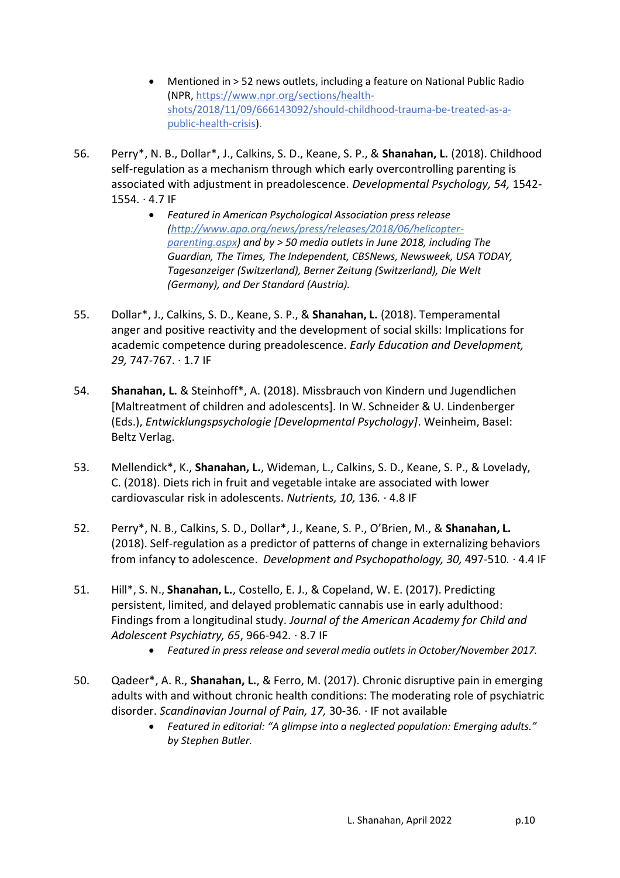- Mentioned in > 52 news outlets, including a feature on National Public Radio (NPR, https://www.npr.org/sections/health-shots/2018/11/09/666143092/should-childhood-trauma-be-treated-as-a-public-health-crisis).

56. Perry*, N. B., Dollar*, J., Calkins, S. D., Keane, S. P., & **Shanahan, L.** (2018). Childhood self-regulation as a mechanism through which early overcontrolling parenting is associated with adjustment in preadolescence. *Developmental Psychology, 54,* 1542-1554. · 4.7 IF
    - *Featured in American Psychological Association press release (http://www.apa.org/news/press/releases/2018/06/helicopter-parenting.aspx) and by > 50 media outlets in June 2018, including The Guardian, The Times, The Independent, CBSNews, Newsweek, USA TODAY, Tagesanzeiger (Switzerland), Berner Zeitung (Switzerland), Die Welt (Germany), and Der Standard (Austria).*

55. Dollar*, J., Calkins, S. D., Keane, S. P., & **Shanahan, L.** (2018). Temperamental anger and positive reactivity and the development of social skills: Implications for academic competence during preadolescence. *Early Education and Development, 29,* 747-767. · 1.7 IF

54. **Shanahan, L.** & Steinhoff*, A. (2018). Missbrauch von Kindern und Jugendlichen [Maltreatment of children and adolescents]. In W. Schneider & U. Lindenberger (Eds.), *Entwicklungspsychologie [Developmental Psychology]*. Weinheim, Basel: Beltz Verlag.

53. Mellendick*, K., **Shanahan, L.**, Wideman, L., Calkins, S. D., Keane, S. P., & Lovelady, C. (2018). Diets rich in fruit and vegetable intake are associated with lower cardiovascular risk in adolescents. *Nutrients, 10,* 136. · 4.8 IF

52. Perry*, N. B., Calkins, S. D., Dollar*, J., Keane, S. P., O'Brien, M., & **Shanahan, L.** (2018). Self-regulation as a predictor of patterns of change in externalizing behaviors from infancy to adolescence. *Development and Psychopathology, 30,* 497-510. · 4.4 IF

51. Hill*, S. N., **Shanahan, L.**, Costello, E. J., & Copeland, W. E. (2017). Predicting persistent, limited, and delayed problematic cannabis use in early adulthood: Findings from a longitudinal study. *Journal of the American Academy for Child and Adolescent Psychiatry, 65*, 966-942. · 8.7 IF
    - *Featured in press release and several media outlets in October/November 2017.*

50. Qadeer*, A. R., **Shanahan, L.**, & Ferro, M. (2017). Chronic disruptive pain in emerging adults with and without chronic health conditions: The moderating role of psychiatric disorder. *Scandinavian Journal of Pain, 17,* 30-36. · IF not available
    - *Featured in editorial: "A glimpse into a neglected population: Emerging adults." by Stephen Butler.*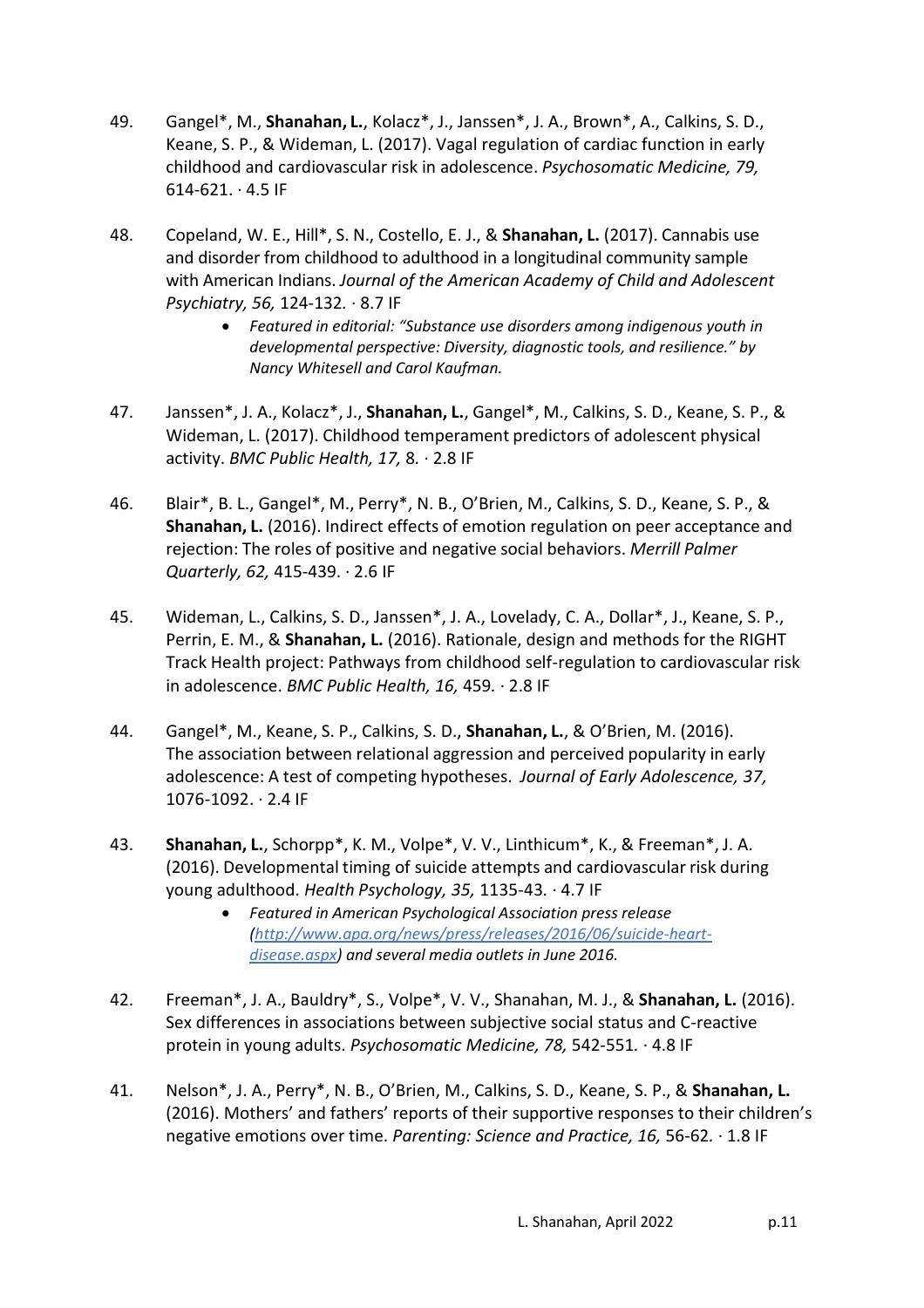49. Gangel*, M., **Shanahan, L.**, Kolacz*, J., Janssen*, J. A., Brown*, A., Calkins, S. D., Keane, S. P., & Wideman, L. (2017). Vagal regulation of cardiac function in early childhood and cardiovascular risk in adolescence. *Psychosomatic Medicine, 79,* 614-621. · 4.5 IF

48. Copeland, W. E., Hill*, S. N., Costello, E. J., & **Shanahan, L.** (2017). Cannabis use and disorder from childhood to adulthood in a longitudinal community sample with American Indians. *Journal of the American Academy of Child and Adolescent Psychiatry, 56,* 124-132. · 8.7 IF
    - *Featured in editorial: "Substance use disorders among indigenous youth in developmental perspective: Diversity, diagnostic tools, and resilience." by Nancy Whitesell and Carol Kaufman.*

47. Janssen*, J. A., Kolacz*, J., **Shanahan, L.**, Gangel*, M., Calkins, S. D., Keane, S. P., & Wideman, L. (2017). Childhood temperament predictors of adolescent physical activity. *BMC Public Health, 17,* 8. · 2.8 IF

46. Blair*, B. L., Gangel*, M., Perry*, N. B., O'Brien, M., Calkins, S. D., Keane, S. P., & **Shanahan, L.** (2016). Indirect effects of emotion regulation on peer acceptance and rejection: The roles of positive and negative social behaviors. *Merrill Palmer Quarterly, 62,* 415-439. · 2.6 IF

45. Wideman, L., Calkins, S. D., Janssen*, J. A., Lovelady, C. A., Dollar*, J., Keane, S. P., Perrin, E. M., & **Shanahan, L.** (2016). Rationale, design and methods for the RIGHT Track Health project: Pathways from childhood self-regulation to cardiovascular risk in adolescence. *BMC Public Health, 16,* 459. · 2.8 IF

44. Gangel*, M., Keane, S. P., Calkins, S. D., **Shanahan, L.**, & O'Brien, M. (2016). The association between relational aggression and perceived popularity in early adolescence: A test of competing hypotheses. *Journal of Early Adolescence, 37,* 1076-1092. · 2.4 IF

43. **Shanahan, L.**, Schorpp*, K. M., Volpe*, V. V., Linthicum*, K., & Freeman*, J. A. (2016). Developmental timing of suicide attempts and cardiovascular risk during young adulthood. *Health Psychology, 35,* 1135-43. · 4.7 IF
    - *Featured in American Psychological Association press release ([http://www.apa.org/news/press/releases/2016/06/suicide-heart-disease.aspx](http://www.apa.org/news/press/releases/2016/06/suicide-heart-disease.aspx)) and several media outlets in June 2016.*

42. Freeman*, J. A., Bauldry*, S., Volpe*, V. V., Shanahan, M. J., & **Shanahan, L.** (2016). Sex differences in associations between subjective social status and C-reactive protein in young adults. *Psychosomatic Medicine, 78,* 542-551. · 4.8 IF

41. Nelson*, J. A., Perry*, N. B., O'Brien, M., Calkins, S. D., Keane, S. P., & **Shanahan, L.** (2016). Mothers' and fathers' reports of their supportive responses to their children's negative emotions over time. *Parenting: Science and Practice, 16,* 56-62. · 1.8 IF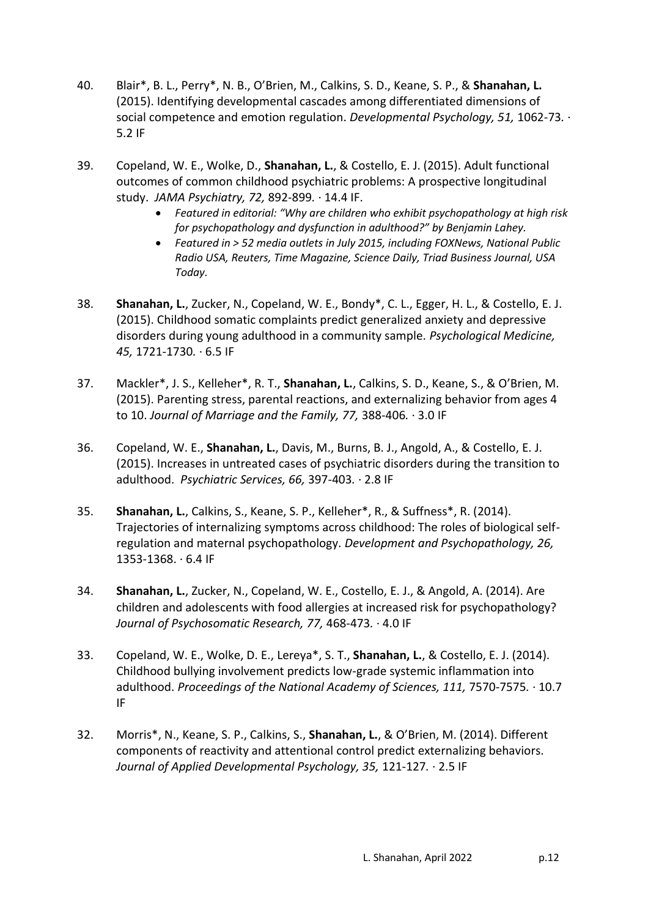40. Blair*, B. L., Perry*, N. B., O'Brien, M., Calkins, S. D., Keane, S. P., & **Shanahan, L.** (2015). Identifying developmental cascades among differentiated dimensions of social competence and emotion regulation. *Developmental Psychology, 51,* 1062-73. · 5.2 IF

39. Copeland, W. E., Wolke, D., **Shanahan, L.**, & Costello, E. J. (2015). Adult functional outcomes of common childhood psychiatric problems: A prospective longitudinal study. *JAMA Psychiatry, 72,* 892-899. · 14.4 IF.
    - *Featured in editorial: "Why are children who exhibit psychopathology at high risk for psychopathology and dysfunction in adulthood?" by Benjamin Lahey.*
    - *Featured in > 52 media outlets in July 2015, including FOXNews, National Public Radio USA, Reuters, Time Magazine, Science Daily, Triad Business Journal, USA Today.*

38. **Shanahan, L.**, Zucker, N., Copeland, W. E., Bondy*, C. L., Egger, H. L., & Costello, E. J. (2015). Childhood somatic complaints predict generalized anxiety and depressive disorders during young adulthood in a community sample. *Psychological Medicine, 45,* 1721-1730. · 6.5 IF

37. Mackler*, J. S., Kelleher*, R. T., **Shanahan, L.**, Calkins, S. D., Keane, S., & O'Brien, M. (2015). Parenting stress, parental reactions, and externalizing behavior from ages 4 to 10. *Journal of Marriage and the Family, 77,* 388-406. · 3.0 IF

36. Copeland, W. E., **Shanahan, L.**, Davis, M., Burns, B. J., Angold, A., & Costello, E. J. (2015). Increases in untreated cases of psychiatric disorders during the transition to adulthood. *Psychiatric Services, 66,* 397-403. · 2.8 IF

35. **Shanahan, L.**, Calkins, S., Keane, S. P., Kelleher*, R., & Suffness*, R. (2014). Trajectories of internalizing symptoms across childhood: The roles of biological self-regulation and maternal psychopathology. *Development and Psychopathology, 26,* 1353-1368. · 6.4 IF

34. **Shanahan, L.**, Zucker, N., Copeland, W. E., Costello, E. J., & Angold, A. (2014). Are children and adolescents with food allergies at increased risk for psychopathology? *Journal of Psychosomatic Research, 77,* 468-473. · 4.0 IF

33. Copeland, W. E., Wolke, D. E., Lereya*, S. T., **Shanahan, L.**, & Costello, E. J. (2014). Childhood bullying involvement predicts low-grade systemic inflammation into adulthood. *Proceedings of the National Academy of Sciences, 111,* 7570-7575. · 10.7 IF

32. Morris*, N., Keane, S. P., Calkins, S., **Shanahan, L.**, & O'Brien, M. (2014). Different components of reactivity and attentional control predict externalizing behaviors. *Journal of Applied Developmental Psychology, 35,* 121-127. · 2.5 IF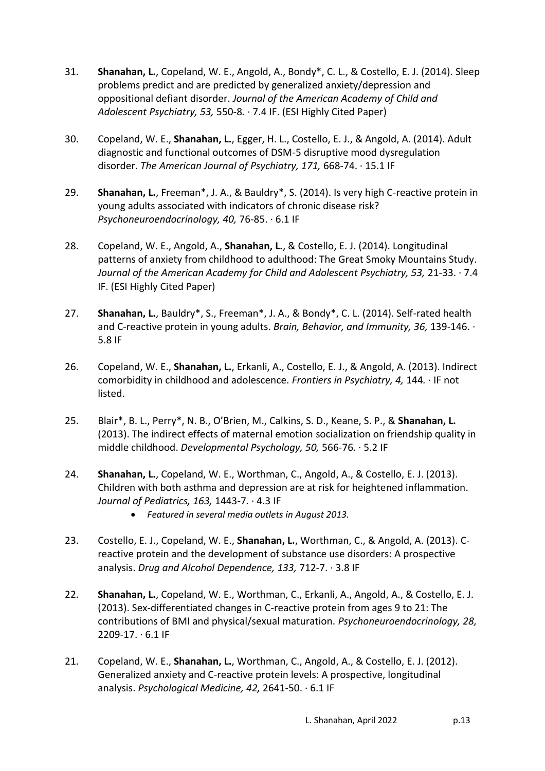31. **Shanahan, L.**, Copeland, W. E., Angold, A., Bondy*, C. L., & Costello, E. J. (2014). Sleep problems predict and are predicted by generalized anxiety/depression and oppositional defiant disorder. *Journal of the American Academy of Child and Adolescent Psychiatry, 53,* 550-8. · 7.4 IF. (ESI Highly Cited Paper)

30. Copeland, W. E., **Shanahan, L.**, Egger, H. L., Costello, E. J., & Angold, A. (2014). Adult diagnostic and functional outcomes of DSM-5 disruptive mood dysregulation disorder. *The American Journal of Psychiatry, 171,* 668-74. · 15.1 IF

29. **Shanahan, L.**, Freeman*, J. A., & Bauldry*, S. (2014). Is very high C-reactive protein in young adults associated with indicators of chronic disease risk? *Psychoneuroendocrinology, 40,* 76-85. · 6.1 IF

28. Copeland, W. E., Angold, A., **Shanahan, L.**, & Costello, E. J. (2014). Longitudinal patterns of anxiety from childhood to adulthood: The Great Smoky Mountains Study. *Journal of the American Academy for Child and Adolescent Psychiatry, 53,* 21-33. · 7.4 IF. (ESI Highly Cited Paper)

27. **Shanahan, L.**, Bauldry*, S., Freeman*, J. A., & Bondy*, C. L. (2014). Self-rated health and C-reactive protein in young adults. *Brain, Behavior, and Immunity, 36,* 139-146. · 5.8 IF

26. Copeland, W. E., **Shanahan, L.**, Erkanli, A., Costello, E. J., & Angold, A. (2013). Indirect comorbidity in childhood and adolescence. *Frontiers in Psychiatry, 4,* 144. · IF not listed.

25. Blair*, B. L., Perry*, N. B., O'Brien, M., Calkins, S. D., Keane, S. P., & **Shanahan, L.** (2013). The indirect effects of maternal emotion socialization on friendship quality in middle childhood. *Developmental Psychology, 50,* 566-76. · 5.2 IF

24. **Shanahan, L.**, Copeland, W. E., Worthman, C., Angold, A., & Costello, E. J. (2013). Children with both asthma and depression are at risk for heightened inflammation. *Journal of Pediatrics, 163,* 1443-7. · 4.3 IF
    - *Featured in several media outlets in August 2013.*

23. Costello, E. J., Copeland, W. E., **Shanahan, L.**, Worthman, C., & Angold, A. (2013). C-reactive protein and the development of substance use disorders: A prospective analysis. *Drug and Alcohol Dependence, 133,* 712-7. · 3.8 IF

22. **Shanahan, L.**, Copeland, W. E., Worthman, C., Erkanli, A., Angold, A., & Costello, E. J. (2013). Sex-differentiated changes in C-reactive protein from ages 9 to 21: The contributions of BMI and physical/sexual maturation. *Psychoneuroendocrinology, 28,* 2209-17. · 6.1 IF

21. Copeland, W. E., **Shanahan, L.**, Worthman, C., Angold, A., & Costello, E. J. (2012). Generalized anxiety and C-reactive protein levels: A prospective, longitudinal analysis. *Psychological Medicine, 42,* 2641-50. · 6.1 IF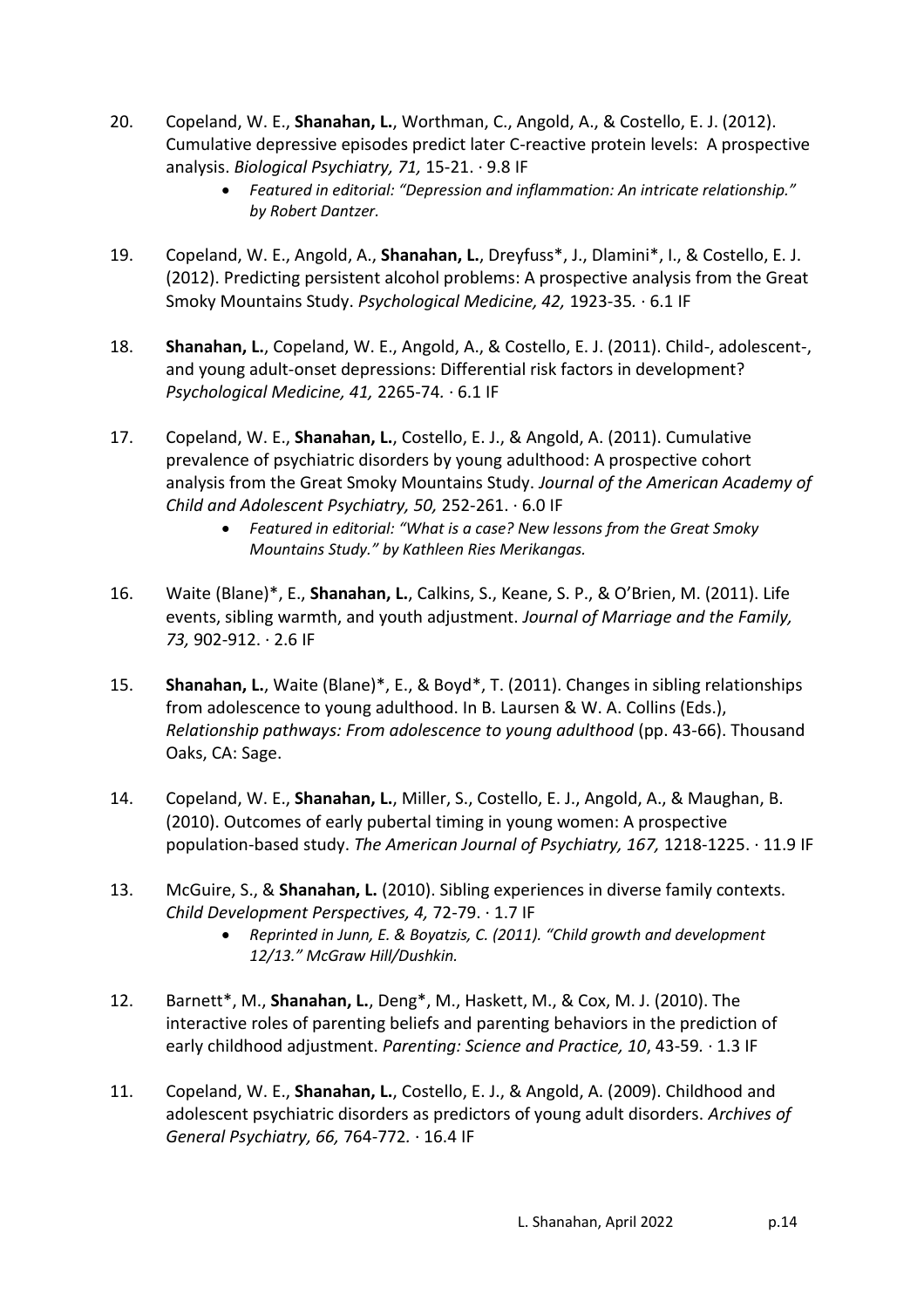20. Copeland, W. E., **Shanahan, L.**, Worthman, C., Angold, A., & Costello, E. J. (2012). Cumulative depressive episodes predict later C-reactive protein levels: A prospective analysis. *Biological Psychiatry, 71,* 15-21. · 9.8 IF
    - *Featured in editorial: "Depression and inflammation: An intricate relationship." by Robert Dantzer.*

19. Copeland, W. E., Angold, A., **Shanahan, L.**, Dreyfuss*, J., Dlamini*, I., & Costello, E. J. (2012). Predicting persistent alcohol problems: A prospective analysis from the Great Smoky Mountains Study. *Psychological Medicine, 42,* 1923-35. · 6.1 IF

18. **Shanahan, L.**, Copeland, W. E., Angold, A., & Costello, E. J. (2011). Child-, adolescent-, and young adult-onset depressions: Differential risk factors in development? *Psychological Medicine, 41,* 2265-74. · 6.1 IF

17. Copeland, W. E., **Shanahan, L.**, Costello, E. J., & Angold, A. (2011). Cumulative prevalence of psychiatric disorders by young adulthood: A prospective cohort analysis from the Great Smoky Mountains Study. *Journal of the American Academy of Child and Adolescent Psychiatry, 50,* 252-261. · 6.0 IF
    - *Featured in editorial: "What is a case? New lessons from the Great Smoky Mountains Study." by Kathleen Ries Merikangas.*

16. Waite (Blane)*, E., **Shanahan, L.**, Calkins, S., Keane, S. P., & O'Brien, M. (2011). Life events, sibling warmth, and youth adjustment. *Journal of Marriage and the Family, 73,* 902-912. · 2.6 IF

15. **Shanahan, L.**, Waite (Blane)*, E., & Boyd*, T. (2011). Changes in sibling relationships from adolescence to young adulthood. In B. Laursen & W. A. Collins (Eds.), *Relationship pathways: From adolescence to young adulthood* (pp. 43-66). Thousand Oaks, CA: Sage.

14. Copeland, W. E., **Shanahan, L.**, Miller, S., Costello, E. J., Angold, A., & Maughan, B. (2010). Outcomes of early pubertal timing in young women: A prospective population-based study. *The American Journal of Psychiatry, 167,* 1218-1225. · 11.9 IF

13. McGuire, S., & **Shanahan, L.** (2010). Sibling experiences in diverse family contexts. *Child Development Perspectives, 4,* 72-79. · 1.7 IF
    - *Reprinted in Junn, E. & Boyatzis, C. (2011). "Child growth and development 12/13." McGraw Hill/Dushkin.*

12. Barnett*, M., **Shanahan, L.**, Deng*, M., Haskett, M., & Cox, M. J. (2010). The interactive roles of parenting beliefs and parenting behaviors in the prediction of early childhood adjustment. *Parenting: Science and Practice, 10*, 43-59. · 1.3 IF

11. Copeland, W. E., **Shanahan, L.**, Costello, E. J., & Angold, A. (2009). Childhood and adolescent psychiatric disorders as predictors of young adult disorders. *Archives of General Psychiatry, 66,* 764-772. · 16.4 IF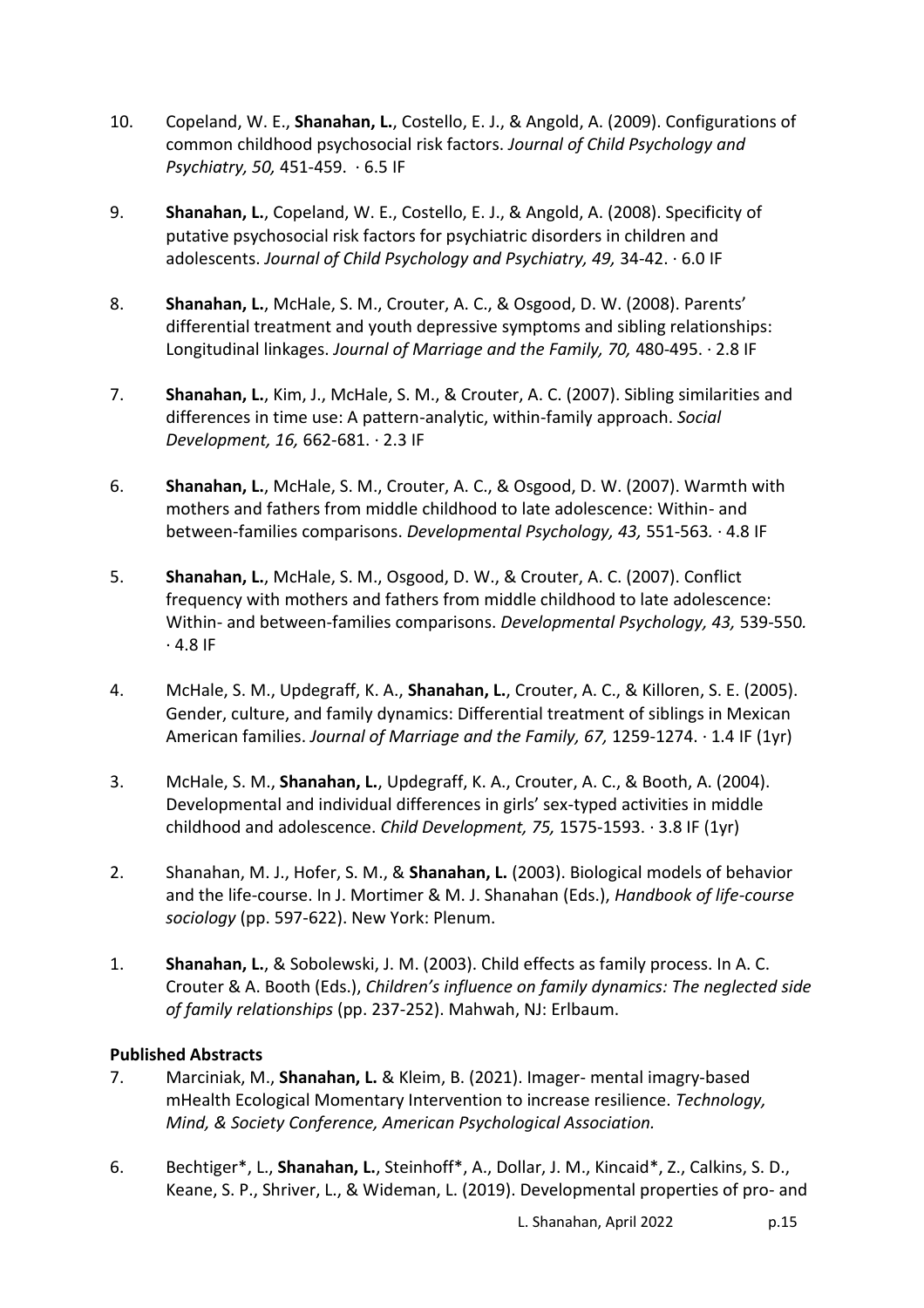10. Copeland, W. E., **Shanahan, L.**, Costello, E. J., & Angold, A. (2009). Configurations of common childhood psychosocial risk factors. *Journal of Child Psychology and Psychiatry, 50,* 451-459. · 6.5 IF

9. **Shanahan, L.**, Copeland, W. E., Costello, E. J., & Angold, A. (2008). Specificity of putative psychosocial risk factors for psychiatric disorders in children and adolescents. *Journal of Child Psychology and Psychiatry, 49,* 34-42. · 6.0 IF

8. **Shanahan, L.**, McHale, S. M., Crouter, A. C., & Osgood, D. W. (2008). Parents' differential treatment and youth depressive symptoms and sibling relationships: Longitudinal linkages. *Journal of Marriage and the Family, 70,* 480-495. · 2.8 IF

7. **Shanahan, L.**, Kim, J., McHale, S. M., & Crouter, A. C. (2007). Sibling similarities and differences in time use: A pattern-analytic, within-family approach. *Social Development, 16,* 662-681. · 2.3 IF

6. **Shanahan, L.**, McHale, S. M., Crouter, A. C., & Osgood, D. W. (2007). Warmth with mothers and fathers from middle childhood to late adolescence: Within- and between-families comparisons. *Developmental Psychology, 43,* 551-563. · 4.8 IF

5. **Shanahan, L.**, McHale, S. M., Osgood, D. W., & Crouter, A. C. (2007). Conflict frequency with mothers and fathers from middle childhood to late adolescence: Within- and between-families comparisons. *Developmental Psychology, 43,* 539-550. · 4.8 IF

4. McHale, S. M., Updegraff, K. A., **Shanahan, L.**, Crouter, A. C., & Killoren, S. E. (2005). Gender, culture, and family dynamics: Differential treatment of siblings in Mexican American families. *Journal of Marriage and the Family, 67,* 1259-1274. · 1.4 IF (1yr)

3. McHale, S. M., **Shanahan, L.**, Updegraff, K. A., Crouter, A. C., & Booth, A. (2004). Developmental and individual differences in girls' sex-typed activities in middle childhood and adolescence. *Child Development, 75,* 1575-1593. · 3.8 IF (1yr)

2. Shanahan, M. J., Hofer, S. M., & **Shanahan, L.** (2003). Biological models of behavior and the life-course. In J. Mortimer & M. J. Shanahan (Eds.), *Handbook of life-course sociology* (pp. 597-622). New York: Plenum.

1. **Shanahan, L.**, & Sobolewski, J. M. (2003). Child effects as family process. In A. C. Crouter & A. Booth (Eds.), *Children's influence on family dynamics: The neglected side of family relationships* (pp. 237-252). Mahwah, NJ: Erlbaum.

**Published Abstracts**

7. Marciniak, M., **Shanahan, L.** & Kleim, B. (2021). Imager- mental imagry-based mHealth Ecological Momentary Intervention to increase resilience. *Technology, Mind, & Society Conference, American Psychological Association.*

6. Bechtiger*, L., **Shanahan, L.**, Steinhoff*, A., Dollar, J. M., Kincaid*, Z., Calkins, S. D., Keane, S. P., Shriver, L., & Wideman, L. (2019). Developmental properties of pro- and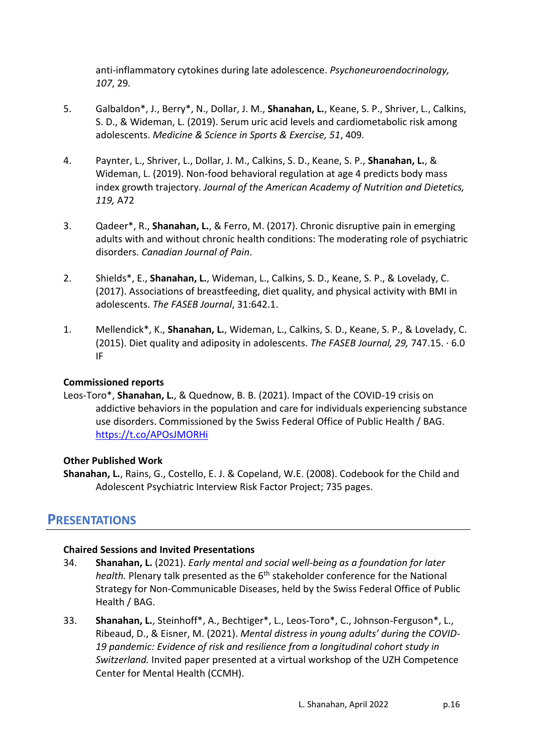anti-inflammatory cytokines during late adolescence. *Psychoneuroendocrinology, 107*, 29.

5. Galbaldon*, J., Berry*, N., Dollar, J. M., **Shanahan, L.**, Keane, S. P., Shriver, L., Calkins, S. D., & Wideman, L. (2019). Serum uric acid levels and cardiometabolic risk among adolescents. *Medicine & Science in Sports & Exercise, 51*, 409.

4. Paynter, L., Shriver, L., Dollar, J. M., Calkins, S. D., Keane, S. P., **Shanahan, L.**, & Wideman, L. (2019). Non-food behavioral regulation at age 4 predicts body mass index growth trajectory. *Journal of the American Academy of Nutrition and Dietetics, 119,* A72

3. Qadeer*, R., **Shanahan, L.**, & Ferro, M. (2017). Chronic disruptive pain in emerging adults with and without chronic health conditions: The moderating role of psychiatric disorders. *Canadian Journal of Pain*.

2. Shields*, E., **Shanahan, L.**, Wideman, L., Calkins, S. D., Keane, S. P., & Lovelady, C. (2017). Associations of breastfeeding, diet quality, and physical activity with BMI in adolescents. *The FASEB Journal*, 31:642.1.

1. Mellendick*, K., **Shanahan, L.**, Wideman, L., Calkins, S. D., Keane, S. P., & Lovelady, C. (2015). Diet quality and adiposity in adolescents. *The FASEB Journal, 29,* 747.15. · 6.0 IF

**Commissioned reports**

Leos-Toro*, **Shanahan, L.**, & Quednow, B. B. (2021). Impact of the COVID-19 crisis on addictive behaviors in the population and care for individuals experiencing substance use disorders. Commissioned by the Swiss Federal Office of Public Health / BAG. https://t.co/APOsJMORHi

**Other Published Work**

**Shanahan, L.**, Rains, G., Costello, E. J. & Copeland, W.E. (2008). Codebook for the Child and Adolescent Psychiatric Interview Risk Factor Project; 735 pages.

## PRESENTATIONS

**Chaired Sessions and Invited Presentations**

34. **Shanahan, L.** (2021). *Early mental and social well-being as a foundation for later health.* Plenary talk presented as the 6th stakeholder conference for the National Strategy for Non-Communicable Diseases, held by the Swiss Federal Office of Public Health / BAG.

33. **Shanahan, L.**, Steinhoff*, A., Bechtiger*, L., Leos-Toro*, C., Johnson-Ferguson*, L., Ribeaud, D., & Eisner, M. (2021). *Mental distress in young adults' during the COVID-19 pandemic: Evidence of risk and resilience from a longitudinal cohort study in Switzerland.* Invited paper presented at a virtual workshop of the UZH Competence Center for Mental Health (CCMH).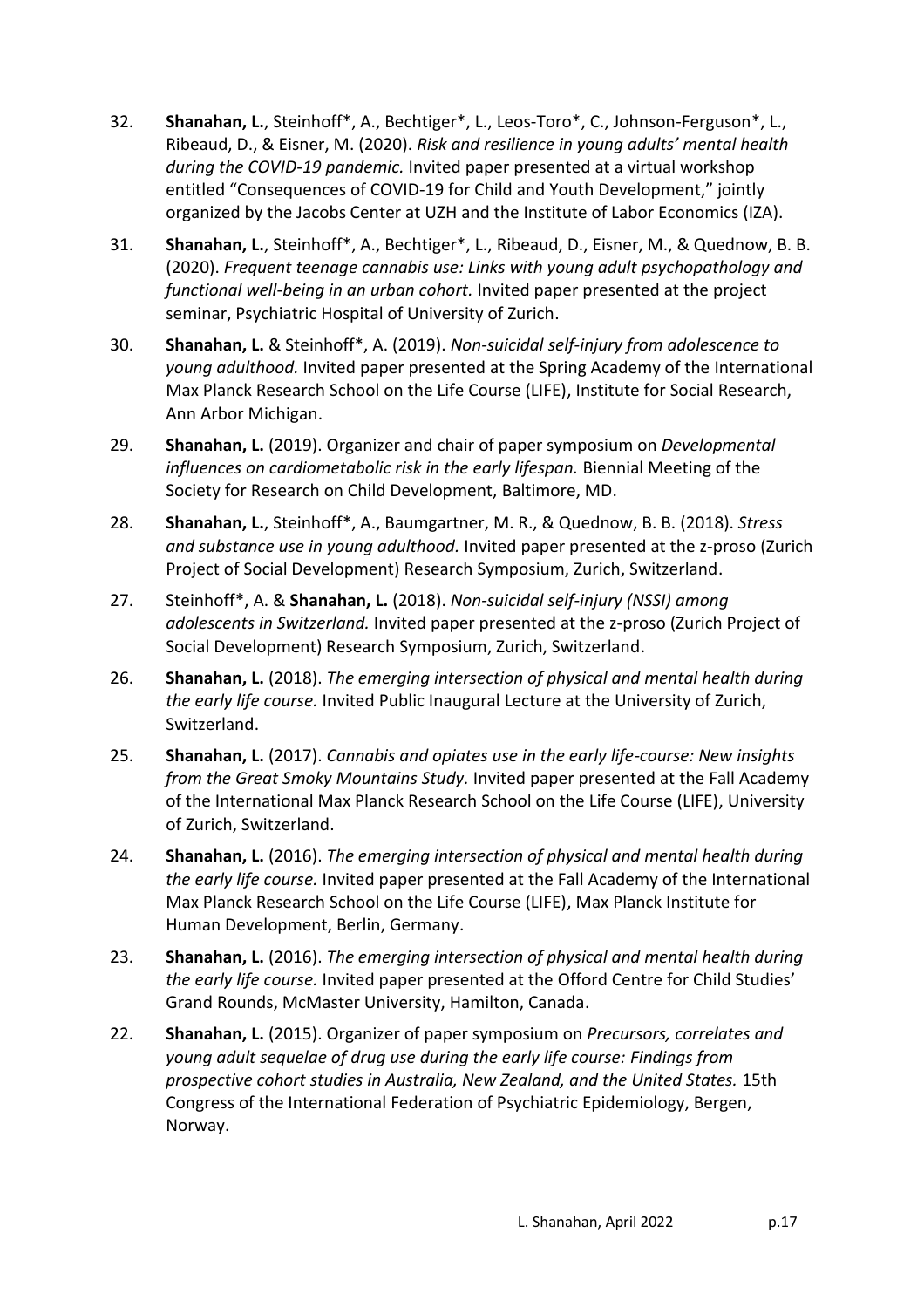32. **Shanahan, L.**, Steinhoff*, A., Bechtiger*, L., Leos-Toro*, C., Johnson-Ferguson*, L., Ribeaud, D., & Eisner, M. (2020). *Risk and resilience in young adults' mental health during the COVID-19 pandemic.* Invited paper presented at a virtual workshop entitled "Consequences of COVID-19 for Child and Youth Development," jointly organized by the Jacobs Center at UZH and the Institute of Labor Economics (IZA).

31. **Shanahan, L.**, Steinhoff*, A., Bechtiger*, L., Ribeaud, D., Eisner, M., & Quednow, B. B. (2020). *Frequent teenage cannabis use: Links with young adult psychopathology and functional well-being in an urban cohort.* Invited paper presented at the project seminar, Psychiatric Hospital of University of Zurich.

30. **Shanahan, L.** & Steinhoff*, A. (2019). *Non-suicidal self-injury from adolescence to young adulthood.* Invited paper presented at the Spring Academy of the International Max Planck Research School on the Life Course (LIFE), Institute for Social Research, Ann Arbor Michigan.

29. **Shanahan, L.** (2019). Organizer and chair of paper symposium on *Developmental influences on cardiometabolic risk in the early lifespan.* Biennial Meeting of the Society for Research on Child Development, Baltimore, MD.

28. **Shanahan, L.**, Steinhoff*, A., Baumgartner, M. R., & Quednow, B. B. (2018). *Stress and substance use in young adulthood.* Invited paper presented at the z-proso (Zurich Project of Social Development) Research Symposium, Zurich, Switzerland.

27. Steinhoff*, A. & **Shanahan, L.** (2018). *Non-suicidal self-injury (NSSI) among adolescents in Switzerland.* Invited paper presented at the z-proso (Zurich Project of Social Development) Research Symposium, Zurich, Switzerland.

26. **Shanahan, L.** (2018). *The emerging intersection of physical and mental health during the early life course.* Invited Public Inaugural Lecture at the University of Zurich, Switzerland.

25. **Shanahan, L.** (2017). *Cannabis and opiates use in the early life-course: New insights from the Great Smoky Mountains Study.* Invited paper presented at the Fall Academy of the International Max Planck Research School on the Life Course (LIFE), University of Zurich, Switzerland.

24. **Shanahan, L.** (2016). *The emerging intersection of physical and mental health during the early life course.* Invited paper presented at the Fall Academy of the International Max Planck Research School on the Life Course (LIFE), Max Planck Institute for Human Development, Berlin, Germany.

23. **Shanahan, L.** (2016). *The emerging intersection of physical and mental health during the early life course.* Invited paper presented at the Offord Centre for Child Studies' Grand Rounds, McMaster University, Hamilton, Canada.

22. **Shanahan, L.** (2015). Organizer of paper symposium on *Precursors, correlates and young adult sequelae of drug use during the early life course: Findings from prospective cohort studies in Australia, New Zealand, and the United States.* 15th Congress of the International Federation of Psychiatric Epidemiology, Bergen, Norway.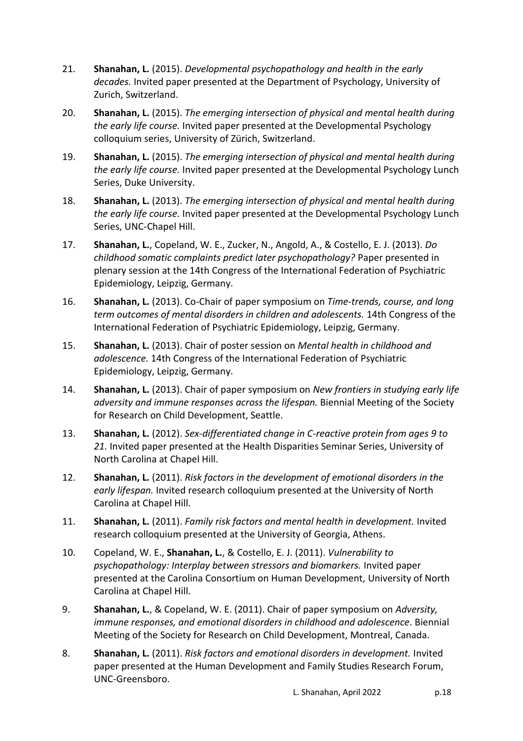21. **Shanahan, L.** (2015). *Developmental psychopathology and health in the early decades.* Invited paper presented at the Department of Psychology, University of Zurich, Switzerland.

20. **Shanahan, L.** (2015). *The emerging intersection of physical and mental health during the early life course.* Invited paper presented at the Developmental Psychology colloquium series, University of Zürich, Switzerland.

19. **Shanahan, L.** (2015). *The emerging intersection of physical and mental health during the early life course.* Invited paper presented at the Developmental Psychology Lunch Series, Duke University.

18. **Shanahan, L.** (2013). *The emerging intersection of physical and mental health during the early life course.* Invited paper presented at the Developmental Psychology Lunch Series, UNC-Chapel Hill.

17. **Shanahan, L.**, Copeland, W. E., Zucker, N., Angold, A., & Costello, E. J. (2013). *Do childhood somatic complaints predict later psychopathology?* Paper presented in plenary session at the 14th Congress of the International Federation of Psychiatric Epidemiology, Leipzig, Germany.

16. **Shanahan, L.** (2013). Co-Chair of paper symposium on *Time-trends, course, and long term outcomes of mental disorders in children and adolescents.* 14th Congress of the International Federation of Psychiatric Epidemiology, Leipzig, Germany.

15. **Shanahan, L.** (2013). Chair of poster session on *Mental health in childhood and adolescence.* 14th Congress of the International Federation of Psychiatric Epidemiology, Leipzig, Germany.

14. **Shanahan, L.** (2013). Chair of paper symposium on *New frontiers in studying early life adversity and immune responses across the lifespan.* Biennial Meeting of the Society for Research on Child Development, Seattle.

13. **Shanahan, L.** (2012). *Sex-differentiated change in C-reactive protein from ages 9 to 21.* Invited paper presented at the Health Disparities Seminar Series, University of North Carolina at Chapel Hill.

12. **Shanahan, L.** (2011). *Risk factors in the development of emotional disorders in the early lifespan.* Invited research colloquium presented at the University of North Carolina at Chapel Hill.

11. **Shanahan, L.** (2011). *Family risk factors and mental health in development.* Invited research colloquium presented at the University of Georgia, Athens.

10. Copeland, W. E., **Shanahan, L.**, & Costello, E. J. (2011). *Vulnerability to psychopathology: Interplay between stressors and biomarkers.* Invited paper presented at the Carolina Consortium on Human Development, University of North Carolina at Chapel Hill.

9. **Shanahan, L.**, & Copeland, W. E. (2011). Chair of paper symposium on *Adversity, immune responses, and emotional disorders in childhood and adolescence*. Biennial Meeting of the Society for Research on Child Development, Montreal, Canada.

8. **Shanahan, L.** (2011). *Risk factors and emotional disorders in development.* Invited paper presented at the Human Development and Family Studies Research Forum, UNC-Greensboro.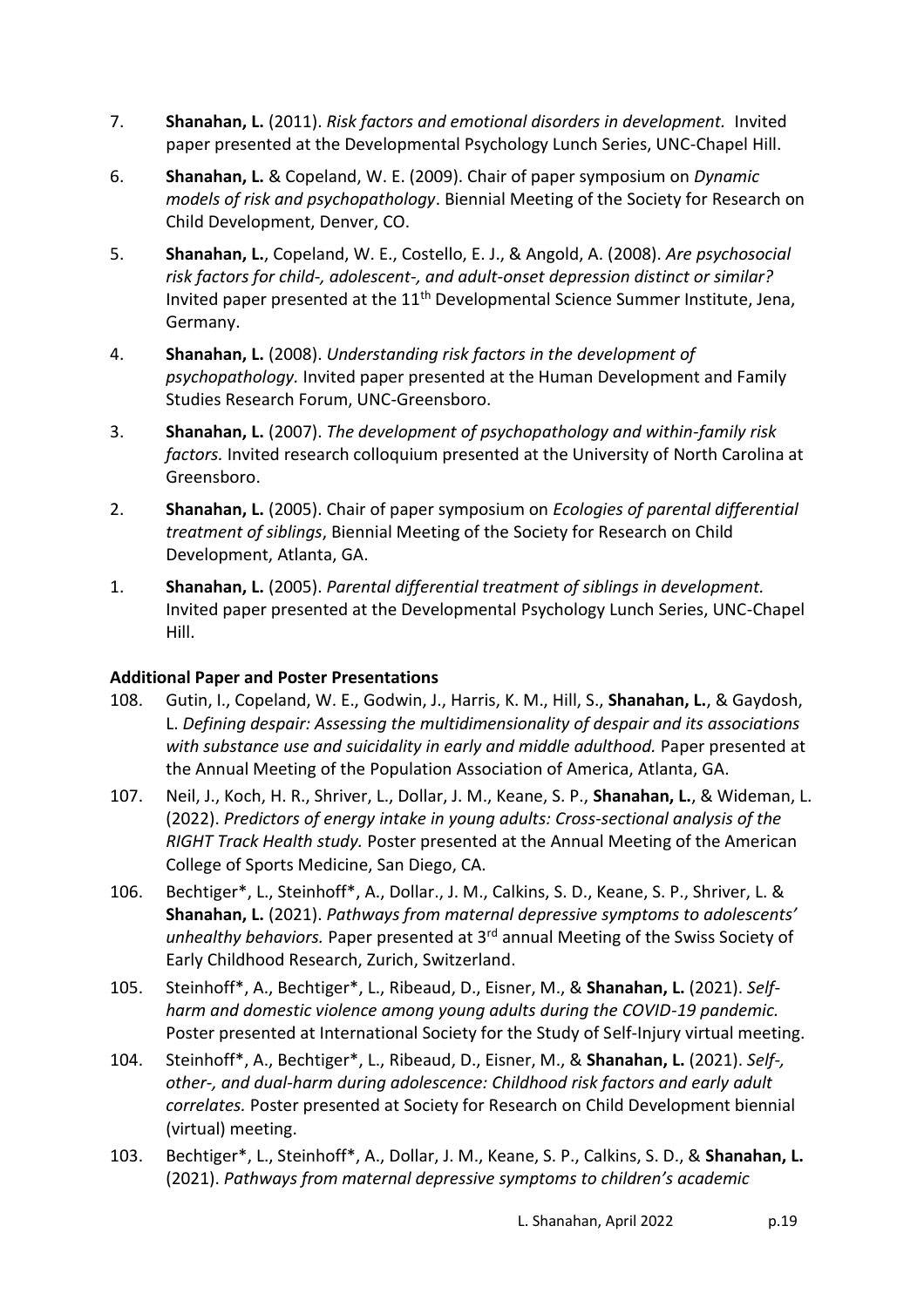7. **Shanahan, L.** (2011). *Risk factors and emotional disorders in development.* Invited paper presented at the Developmental Psychology Lunch Series, UNC-Chapel Hill.

6. **Shanahan, L.** & Copeland, W. E. (2009). Chair of paper symposium on *Dynamic models of risk and psychopathology*. Biennial Meeting of the Society for Research on Child Development, Denver, CO.

5. **Shanahan, L.**, Copeland, W. E., Costello, E. J., & Angold, A. (2008). *Are psychosocial risk factors for child-, adolescent-, and adult-onset depression distinct or similar?* Invited paper presented at the 11th Developmental Science Summer Institute, Jena, Germany.

4. **Shanahan, L.** (2008). *Understanding risk factors in the development of psychopathology.* Invited paper presented at the Human Development and Family Studies Research Forum, UNC-Greensboro.

3. **Shanahan, L.** (2007). *The development of psychopathology and within-family risk factors.* Invited research colloquium presented at the University of North Carolina at Greensboro.

2. **Shanahan, L.** (2005). Chair of paper symposium on *Ecologies of parental differential treatment of siblings*, Biennial Meeting of the Society for Research on Child Development, Atlanta, GA.

1. **Shanahan, L.** (2005). *Parental differential treatment of siblings in development.* Invited paper presented at the Developmental Psychology Lunch Series, UNC-Chapel Hill.

**Additional Paper and Poster Presentations**

108. Gutin, I., Copeland, W. E., Godwin, J., Harris, K. M., Hill, S., **Shanahan, L.**, & Gaydosh, L. *Defining despair: Assessing the multidimensionality of despair and its associations with substance use and suicidality in early and middle adulthood.* Paper presented at the Annual Meeting of the Population Association of America, Atlanta, GA.

107. Neil, J., Koch, H. R., Shriver, L., Dollar, J. M., Keane, S. P., **Shanahan, L.**, & Wideman, L. (2022). *Predictors of energy intake in young adults: Cross-sectional analysis of the RIGHT Track Health study.* Poster presented at the Annual Meeting of the American College of Sports Medicine, San Diego, CA.

106. Bechtiger*, L., Steinhoff*, A., Dollar., J. M., Calkins, S. D., Keane, S. P., Shriver, L. & **Shanahan, L.** (2021). *Pathways from maternal depressive symptoms to adolescents' unhealthy behaviors.* Paper presented at 3rd annual Meeting of the Swiss Society of Early Childhood Research, Zurich, Switzerland.

105. Steinhoff*, A., Bechtiger*, L., Ribeaud, D., Eisner, M., & **Shanahan, L.** (2021). *Self-harm and domestic violence among young adults during the COVID-19 pandemic.* Poster presented at International Society for the Study of Self-Injury virtual meeting.

104. Steinhoff*, A., Bechtiger*, L., Ribeaud, D., Eisner, M., & **Shanahan, L.** (2021). *Self-, other-, and dual-harm during adolescence: Childhood risk factors and early adult correlates.* Poster presented at Society for Research on Child Development biennial (virtual) meeting.

103. Bechtiger*, L., Steinhoff*, A., Dollar, J. M., Keane, S. P., Calkins, S. D., & **Shanahan, L.** (2021). *Pathways from maternal depressive symptoms to children's academic*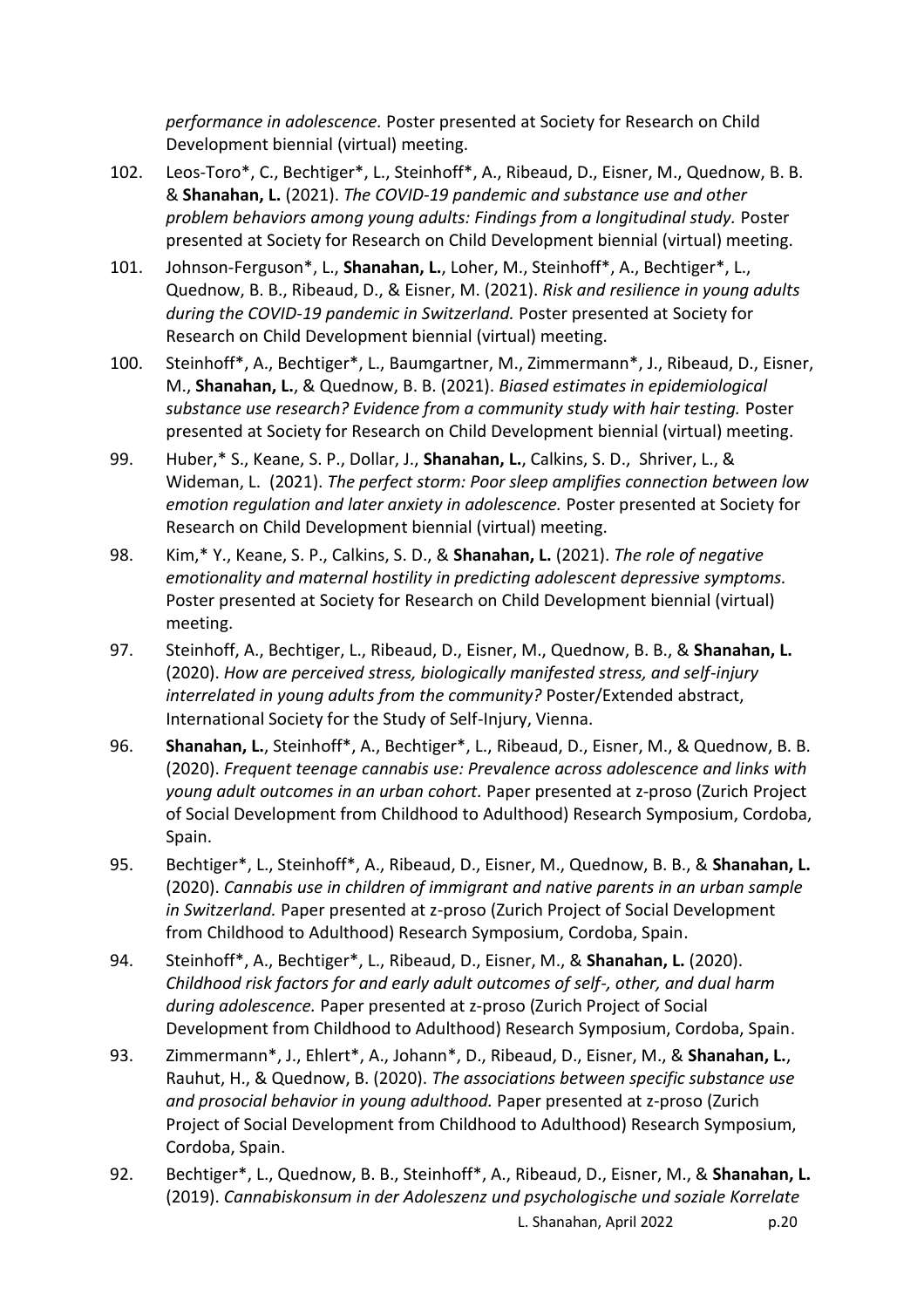*performance in adolescence.* Poster presented at Society for Research on Child Development biennial (virtual) meeting.

102. Leos-Toro*, C., Bechtiger*, L., Steinhoff*, A., Ribeaud, D., Eisner, M., Quednow, B. B. & **Shanahan, L.** (2021). *The COVID-19 pandemic and substance use and other problem behaviors among young adults: Findings from a longitudinal study.* Poster presented at Society for Research on Child Development biennial (virtual) meeting.

101. Johnson-Ferguson*, L., **Shanahan, L.**, Loher, M., Steinhoff*, A., Bechtiger*, L., Quednow, B. B., Ribeaud, D., & Eisner, M. (2021). *Risk and resilience in young adults during the COVID-19 pandemic in Switzerland.* Poster presented at Society for Research on Child Development biennial (virtual) meeting.

100. Steinhoff*, A., Bechtiger*, L., Baumgartner, M., Zimmermann*, J., Ribeaud, D., Eisner, M., **Shanahan, L.**, & Quednow, B. B. (2021). *Biased estimates in epidemiological substance use research? Evidence from a community study with hair testing.* Poster presented at Society for Research on Child Development biennial (virtual) meeting.

99. Huber,* S., Keane, S. P., Dollar, J., **Shanahan, L.**, Calkins, S. D., Shriver, L., & Wideman, L. (2021). *The perfect storm: Poor sleep amplifies connection between low emotion regulation and later anxiety in adolescence.* Poster presented at Society for Research on Child Development biennial (virtual) meeting.

98. Kim,* Y., Keane, S. P., Calkins, S. D., & **Shanahan, L.** (2021). *The role of negative emotionality and maternal hostility in predicting adolescent depressive symptoms.* Poster presented at Society for Research on Child Development biennial (virtual) meeting.

97. Steinhoff, A., Bechtiger, L., Ribeaud, D., Eisner, M., Quednow, B. B., & **Shanahan, L.** (2020). *How are perceived stress, biologically manifested stress, and self-injury interrelated in young adults from the community?* Poster/Extended abstract, International Society for the Study of Self-Injury, Vienna.

96. **Shanahan, L.**, Steinhoff*, A., Bechtiger*, L., Ribeaud, D., Eisner, M., & Quednow, B. B. (2020). *Frequent teenage cannabis use: Prevalence across adolescence and links with young adult outcomes in an urban cohort.* Paper presented at z-proso (Zurich Project of Social Development from Childhood to Adulthood) Research Symposium, Cordoba, Spain.

95. Bechtiger*, L., Steinhoff*, A., Ribeaud, D., Eisner, M., Quednow, B. B., & **Shanahan, L.** (2020). *Cannabis use in children of immigrant and native parents in an urban sample in Switzerland.* Paper presented at z-proso (Zurich Project of Social Development from Childhood to Adulthood) Research Symposium, Cordoba, Spain.

94. Steinhoff*, A., Bechtiger*, L., Ribeaud, D., Eisner, M., & **Shanahan, L.** (2020). *Childhood risk factors for and early adult outcomes of self-, other, and dual harm during adolescence.* Paper presented at z-proso (Zurich Project of Social Development from Childhood to Adulthood) Research Symposium, Cordoba, Spain.

93. Zimmermann*, J., Ehlert*, A., Johann*, D., Ribeaud, D., Eisner, M., & **Shanahan, L.**, Rauhut, H., & Quednow, B. (2020). *The associations between specific substance use and prosocial behavior in young adulthood.* Paper presented at z-proso (Zurich Project of Social Development from Childhood to Adulthood) Research Symposium, Cordoba, Spain.

92. Bechtiger*, L., Quednow, B. B., Steinhoff*, A., Ribeaud, D., Eisner, M., & **Shanahan, L.** (2019). *Cannabiskonsum in der Adoleszenz und psychologische und soziale Korrelate*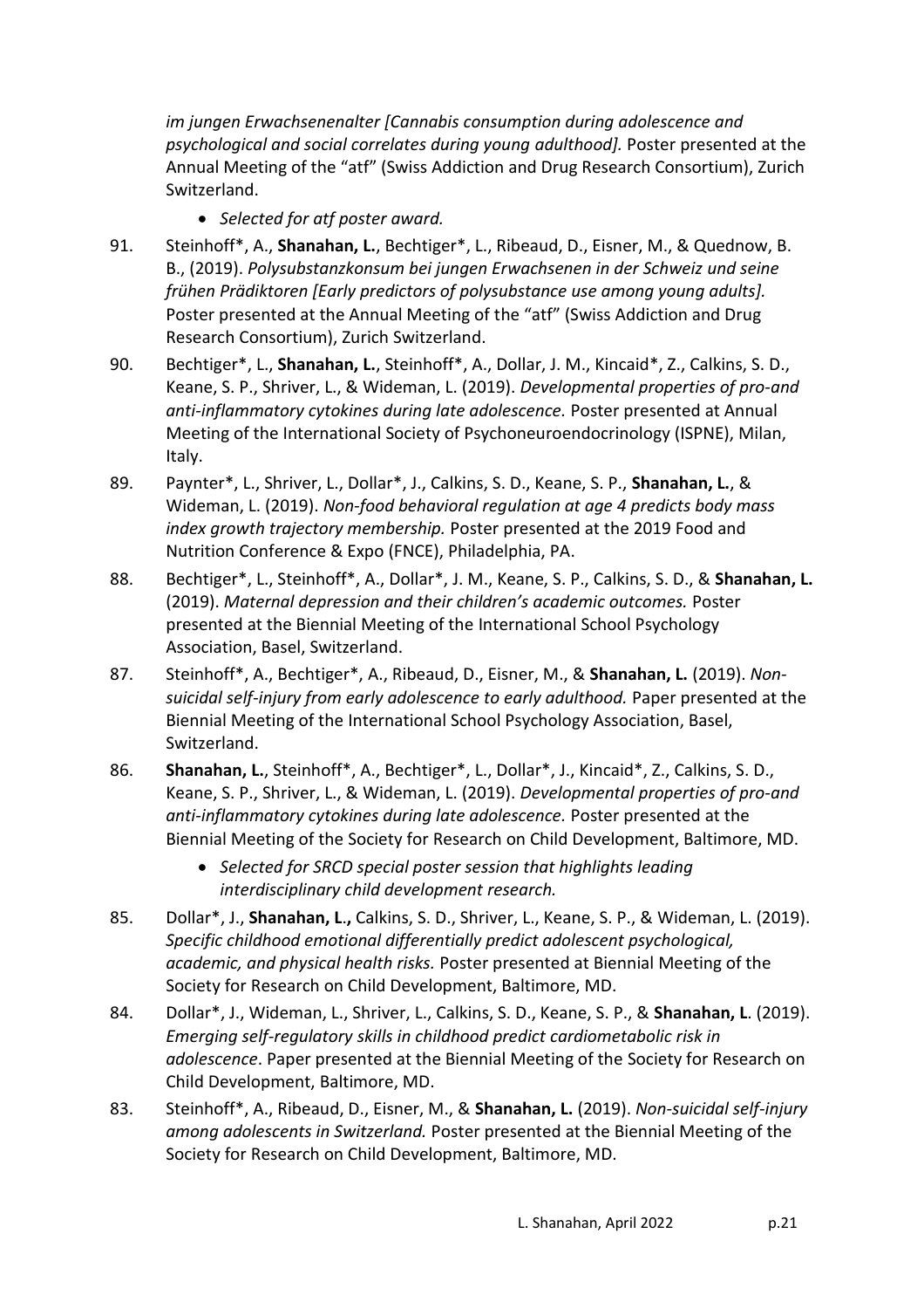*im jungen Erwachsenenalter [Cannabis consumption during adolescence and psychological and social correlates during young adulthood].* Poster presented at the Annual Meeting of the "atf" (Swiss Addiction and Drug Research Consortium), Zurich Switzerland.

- *Selected for atf poster award.*

91. Steinhoff*, A., **Shanahan, L.**, Bechtiger*, L., Ribeaud, D., Eisner, M., & Quednow, B. B., (2019). *Polysubstanzkonsum bei jungen Erwachsenen in der Schweiz und seine frühen Prädiktoren [Early predictors of polysubstance use among young adults].* Poster presented at the Annual Meeting of the "atf" (Swiss Addiction and Drug Research Consortium), Zurich Switzerland.

90. Bechtiger*, L., **Shanahan, L.**, Steinhoff*, A., Dollar, J. M., Kincaid*, Z., Calkins, S. D., Keane, S. P., Shriver, L., & Wideman, L. (2019). *Developmental properties of pro-and anti-inflammatory cytokines during late adolescence.* Poster presented at Annual Meeting of the International Society of Psychoneuroendocrinology (ISPNE), Milan, Italy.

89. Paynter*, L., Shriver, L., Dollar*, J., Calkins, S. D., Keane, S. P., **Shanahan, L.**, & Wideman, L. (2019). *Non-food behavioral regulation at age 4 predicts body mass index growth trajectory membership.* Poster presented at the 2019 Food and Nutrition Conference & Expo (FNCE), Philadelphia, PA.

88. Bechtiger*, L., Steinhoff*, A., Dollar*, J. M., Keane, S. P., Calkins, S. D., & **Shanahan, L.** (2019). *Maternal depression and their children's academic outcomes.* Poster presented at the Biennial Meeting of the International School Psychology Association, Basel, Switzerland.

87. Steinhoff*, A., Bechtiger*, A., Ribeaud, D., Eisner, M., & **Shanahan, L.** (2019). *Non-suicidal self-injury from early adolescence to early adulthood.* Paper presented at the Biennial Meeting of the International School Psychology Association, Basel, Switzerland.

86. **Shanahan, L.**, Steinhoff*, A., Bechtiger*, L., Dollar*, J., Kincaid*, Z., Calkins, S. D., Keane, S. P., Shriver, L., & Wideman, L. (2019). *Developmental properties of pro-and anti-inflammatory cytokines during late adolescence.* Poster presented at the Biennial Meeting of the Society for Research on Child Development, Baltimore, MD.
    - *Selected for SRCD special poster session that highlights leading interdisciplinary child development research.*

85. Dollar*, J., **Shanahan, L.,** Calkins, S. D., Shriver, L., Keane, S. P., & Wideman, L. (2019). *Specific childhood emotional differentially predict adolescent psychological, academic, and physical health risks.* Poster presented at Biennial Meeting of the Society for Research on Child Development, Baltimore, MD.

84. Dollar*, J., Wideman, L., Shriver, L., Calkins, S. D., Keane, S. P., & **Shanahan, L**. (2019). *Emerging self-regulatory skills in childhood predict cardiometabolic risk in adolescence*. Paper presented at the Biennial Meeting of the Society for Research on Child Development, Baltimore, MD.

83. Steinhoff*, A., Ribeaud, D., Eisner, M., & **Shanahan, L.** (2019). *Non-suicidal self-injury among adolescents in Switzerland.* Poster presented at the Biennial Meeting of the Society for Research on Child Development, Baltimore, MD.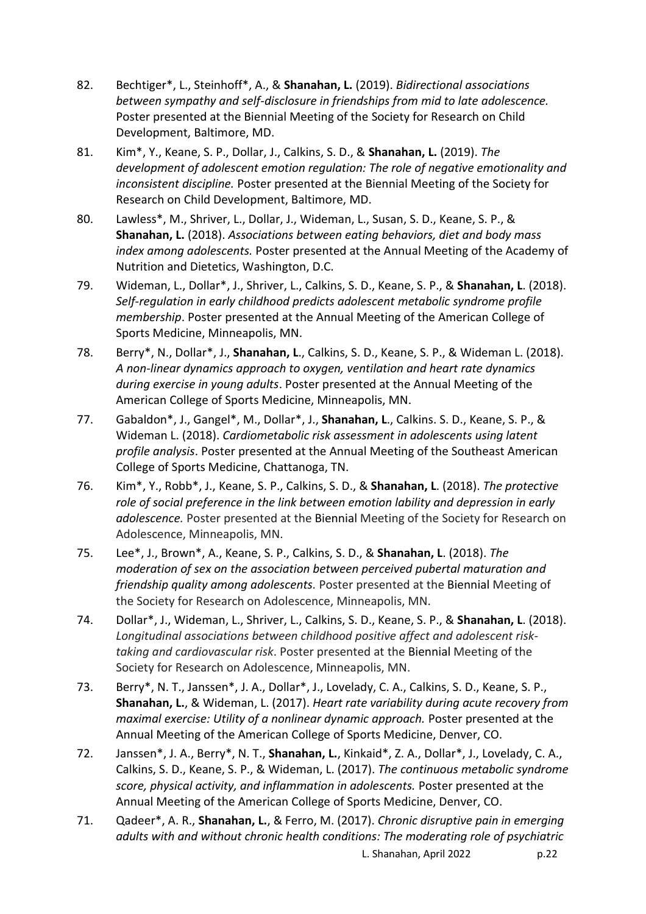82. Bechtiger*, L., Steinhoff*, A., & **Shanahan, L.** (2019). *Bidirectional associations between sympathy and self-disclosure in friendships from mid to late adolescence.* Poster presented at the Biennial Meeting of the Society for Research on Child Development, Baltimore, MD.

81. Kim*, Y., Keane, S. P., Dollar, J., Calkins, S. D., & **Shanahan, L.** (2019). *The development of adolescent emotion regulation: The role of negative emotionality and inconsistent discipline.* Poster presented at the Biennial Meeting of the Society for Research on Child Development, Baltimore, MD.

80. Lawless*, M., Shriver, L., Dollar, J., Wideman, L., Susan, S. D., Keane, S. P., & **Shanahan, L.** (2018). *Associations between eating behaviors, diet and body mass index among adolescents.* Poster presented at the Annual Meeting of the Academy of Nutrition and Dietetics, Washington, D.C.

79. Wideman, L., Dollar*, J., Shriver, L., Calkins, S. D., Keane, S. P., & **Shanahan, L**. (2018). *Self-regulation in early childhood predicts adolescent metabolic syndrome profile membership*. Poster presented at the Annual Meeting of the American College of Sports Medicine, Minneapolis, MN.

78. Berry*, N., Dollar*, J., **Shanahan, L**., Calkins, S. D., Keane, S. P., & Wideman L. (2018). *A non-linear dynamics approach to oxygen, ventilation and heart rate dynamics during exercise in young adults*. Poster presented at the Annual Meeting of the American College of Sports Medicine, Minneapolis, MN.

77. Gabaldon*, J., Gangel*, M., Dollar*, J., **Shanahan, L**., Calkins. S. D., Keane, S. P., & Wideman L. (2018). *Cardiometabolic risk assessment in adolescents using latent profile analysis*. Poster presented at the Annual Meeting of the Southeast American College of Sports Medicine, Chattanoga, TN.

76. Kim*, Y., Robb*, J., Keane, S. P., Calkins, S. D., & **Shanahan, L**. (2018). *The protective role of social preference in the link between emotion lability and depression in early adolescence.* Poster presented at the Biennial Meeting of the Society for Research on Adolescence, Minneapolis, MN.

75. Lee*, J., Brown*, A., Keane, S. P., Calkins, S. D., & **Shanahan, L**. (2018). *The moderation of sex on the association between perceived pubertal maturation and friendship quality among adolescents.* Poster presented at the Biennial Meeting of the Society for Research on Adolescence, Minneapolis, MN.

74. Dollar*, J., Wideman, L., Shriver, L., Calkins, S. D., Keane, S. P., & **Shanahan, L**. (2018). *Longitudinal associations between childhood positive affect and adolescent risk-taking and cardiovascular risk*. Poster presented at the Biennial Meeting of the Society for Research on Adolescence, Minneapolis, MN.

73. Berry*, N. T., Janssen*, J. A., Dollar*, J., Lovelady, C. A., Calkins, S. D., Keane, S. P., **Shanahan, L.**, & Wideman, L. (2017). *Heart rate variability during acute recovery from maximal exercise: Utility of a nonlinear dynamic approach.* Poster presented at the Annual Meeting of the American College of Sports Medicine, Denver, CO.

72. Janssen*, J. A., Berry*, N. T., **Shanahan, L.**, Kinkaid*, Z. A., Dollar*, J., Lovelady, C. A., Calkins, S. D., Keane, S. P., & Wideman, L. (2017). *The continuous metabolic syndrome score, physical activity, and inflammation in adolescents.* Poster presented at the Annual Meeting of the American College of Sports Medicine, Denver, CO.

71. Qadeer*, A. R., **Shanahan, L.**, & Ferro, M. (2017). *Chronic disruptive pain in emerging adults with and without chronic health conditions: The moderating role of psychiatric*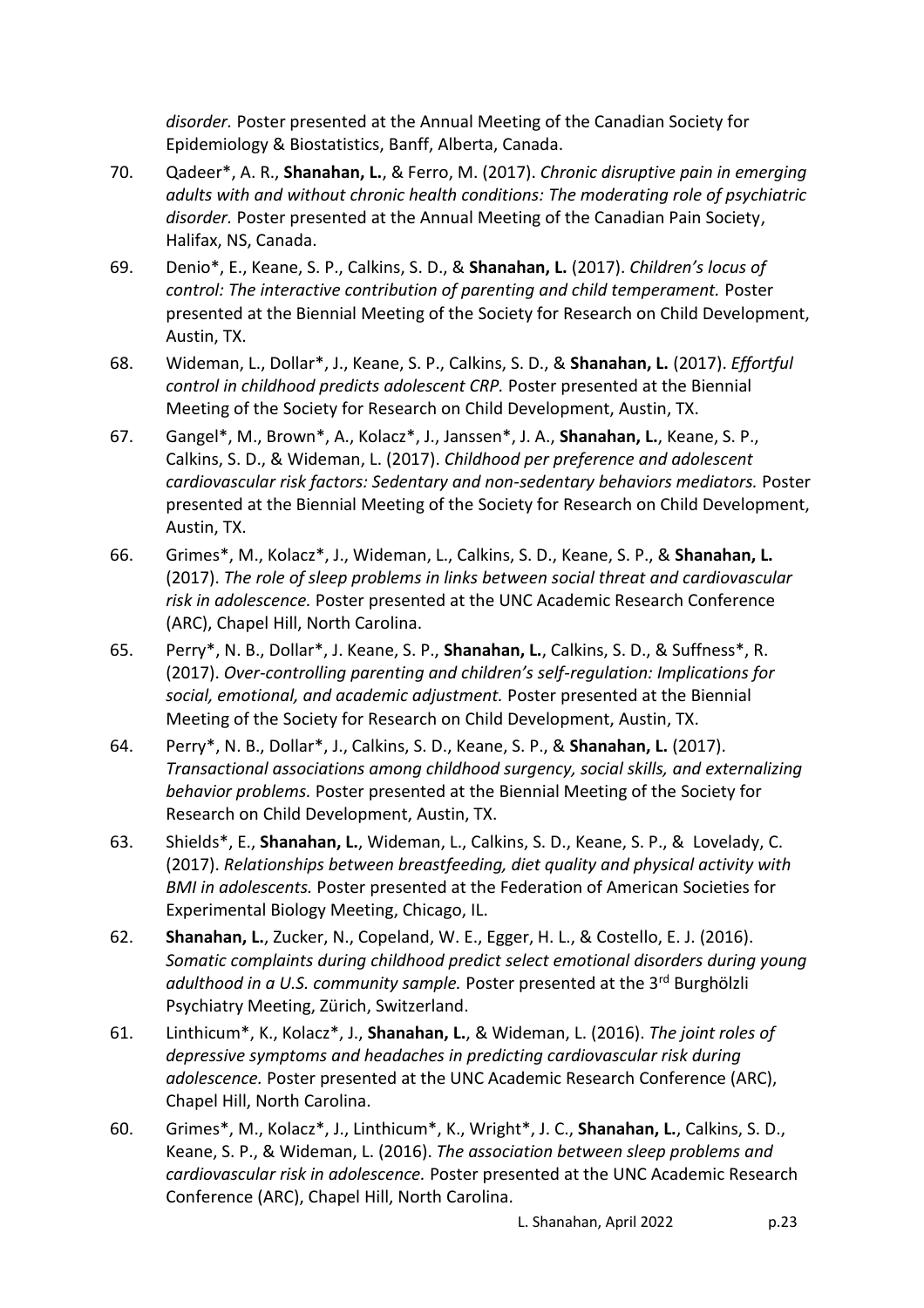*disorder.* Poster presented at the Annual Meeting of the Canadian Society for Epidemiology & Biostatistics, Banff, Alberta, Canada.

70. Qadeer*, A. R., **Shanahan, L.**, & Ferro, M. (2017). *Chronic disruptive pain in emerging adults with and without chronic health conditions: The moderating role of psychiatric disorder.* Poster presented at the Annual Meeting of the Canadian Pain Society, Halifax, NS, Canada.

69. Denio*, E., Keane, S. P., Calkins, S. D., & **Shanahan, L.** (2017). *Children's locus of control: The interactive contribution of parenting and child temperament.* Poster presented at the Biennial Meeting of the Society for Research on Child Development, Austin, TX.

68. Wideman, L., Dollar*, J., Keane, S. P., Calkins, S. D., & **Shanahan, L.** (2017). *Effortful control in childhood predicts adolescent CRP.* Poster presented at the Biennial Meeting of the Society for Research on Child Development, Austin, TX.

67. Gangel*, M., Brown*, A., Kolacz*, J., Janssen*, J. A., **Shanahan, L.**, Keane, S. P., Calkins, S. D., & Wideman, L. (2017). *Childhood per preference and adolescent cardiovascular risk factors: Sedentary and non-sedentary behaviors mediators.* Poster presented at the Biennial Meeting of the Society for Research on Child Development, Austin, TX.

66. Grimes*, M., Kolacz*, J., Wideman, L., Calkins, S. D., Keane, S. P., & **Shanahan, L.** (2017). *The role of sleep problems in links between social threat and cardiovascular risk in adolescence.* Poster presented at the UNC Academic Research Conference (ARC), Chapel Hill, North Carolina.

65. Perry*, N. B., Dollar*, J. Keane, S. P., **Shanahan, L.**, Calkins, S. D., & Suffness*, R. (2017). *Over-controlling parenting and children's self-regulation: Implications for social, emotional, and academic adjustment.* Poster presented at the Biennial Meeting of the Society for Research on Child Development, Austin, TX.

64. Perry*, N. B., Dollar*, J., Calkins, S. D., Keane, S. P., & **Shanahan, L.** (2017). *Transactional associations among childhood surgency, social skills, and externalizing behavior problems.* Poster presented at the Biennial Meeting of the Society for Research on Child Development, Austin, TX.

63. Shields*, E., **Shanahan, L.**, Wideman, L., Calkins, S. D., Keane, S. P., & Lovelady, C. (2017). *Relationships between breastfeeding, diet quality and physical activity with BMI in adolescents.* Poster presented at the Federation of American Societies for Experimental Biology Meeting, Chicago, IL.

62. **Shanahan, L.**, Zucker, N., Copeland, W. E., Egger, H. L., & Costello, E. J. (2016). *Somatic complaints during childhood predict select emotional disorders during young adulthood in a U.S. community sample.* Poster presented at the 3rd Burghölzli Psychiatry Meeting, Zürich, Switzerland.

61. Linthicum*, K., Kolacz*, J., **Shanahan, L.**, & Wideman, L. (2016). *The joint roles of depressive symptoms and headaches in predicting cardiovascular risk during adolescence.* Poster presented at the UNC Academic Research Conference (ARC), Chapel Hill, North Carolina.

60. Grimes*, M., Kolacz*, J., Linthicum*, K., Wright*, J. C., **Shanahan, L.**, Calkins, S. D., Keane, S. P., & Wideman, L. (2016). *The association between sleep problems and cardiovascular risk in adolescence.* Poster presented at the UNC Academic Research Conference (ARC), Chapel Hill, North Carolina.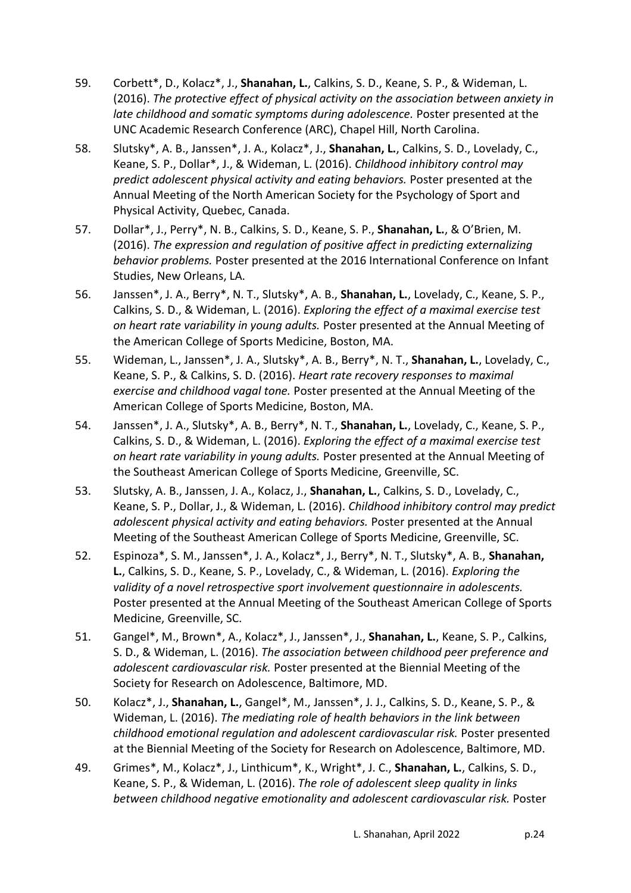59. Corbett*, D., Kolacz*, J., **Shanahan, L.**, Calkins, S. D., Keane, S. P., & Wideman, L. (2016). *The protective effect of physical activity on the association between anxiety in late childhood and somatic symptoms during adolescence.* Poster presented at the UNC Academic Research Conference (ARC), Chapel Hill, North Carolina.

58. Slutsky*, A. B., Janssen*, J. A., Kolacz*, J., **Shanahan, L.**, Calkins, S. D., Lovelady, C., Keane, S. P., Dollar*, J., & Wideman, L. (2016). *Childhood inhibitory control may predict adolescent physical activity and eating behaviors.* Poster presented at the Annual Meeting of the North American Society for the Psychology of Sport and Physical Activity, Quebec, Canada.

57. Dollar*, J., Perry*, N. B., Calkins, S. D., Keane, S. P., **Shanahan, L.**, & O'Brien, M. (2016). *The expression and regulation of positive affect in predicting externalizing behavior problems.* Poster presented at the 2016 International Conference on Infant Studies, New Orleans, LA.

56. Janssen*, J. A., Berry*, N. T., Slutsky*, A. B., **Shanahan, L.**, Lovelady, C., Keane, S. P., Calkins, S. D., & Wideman, L. (2016). *Exploring the effect of a maximal exercise test on heart rate variability in young adults.* Poster presented at the Annual Meeting of the American College of Sports Medicine, Boston, MA.

55. Wideman, L., Janssen*, J. A., Slutsky*, A. B., Berry*, N. T., **Shanahan, L.**, Lovelady, C., Keane, S. P., & Calkins, S. D. (2016). *Heart rate recovery responses to maximal exercise and childhood vagal tone.* Poster presented at the Annual Meeting of the American College of Sports Medicine, Boston, MA.

54. Janssen*, J. A., Slutsky*, A. B., Berry*, N. T., **Shanahan, L.**, Lovelady, C., Keane, S. P., Calkins, S. D., & Wideman, L. (2016). *Exploring the effect of a maximal exercise test on heart rate variability in young adults.* Poster presented at the Annual Meeting of the Southeast American College of Sports Medicine, Greenville, SC.

53. Slutsky, A. B., Janssen, J. A., Kolacz, J., **Shanahan, L.**, Calkins, S. D., Lovelady, C., Keane, S. P., Dollar, J., & Wideman, L. (2016). *Childhood inhibitory control may predict adolescent physical activity and eating behaviors.* Poster presented at the Annual Meeting of the Southeast American College of Sports Medicine, Greenville, SC.

52. Espinoza*, S. M., Janssen*, J. A., Kolacz*, J., Berry*, N. T., Slutsky*, A. B., **Shanahan, L.**, Calkins, S. D., Keane, S. P., Lovelady, C., & Wideman, L. (2016). *Exploring the validity of a novel retrospective sport involvement questionnaire in adolescents.* Poster presented at the Annual Meeting of the Southeast American College of Sports Medicine, Greenville, SC.

51. Gangel*, M., Brown*, A., Kolacz*, J., Janssen*, J., **Shanahan, L.**, Keane, S. P., Calkins, S. D., & Wideman, L. (2016). *The association between childhood peer preference and adolescent cardiovascular risk.* Poster presented at the Biennial Meeting of the Society for Research on Adolescence, Baltimore, MD.

50. Kolacz*, J., **Shanahan, L.**, Gangel*, M., Janssen*, J. J., Calkins, S. D., Keane, S. P., & Wideman, L. (2016). *The mediating role of health behaviors in the link between childhood emotional regulation and adolescent cardiovascular risk.* Poster presented at the Biennial Meeting of the Society for Research on Adolescence, Baltimore, MD.

49. Grimes*, M., Kolacz*, J., Linthicum*, K., Wright*, J. C., **Shanahan, L.**, Calkins, S. D., Keane, S. P., & Wideman, L. (2016). *The role of adolescent sleep quality in links between childhood negative emotionality and adolescent cardiovascular risk.* Poster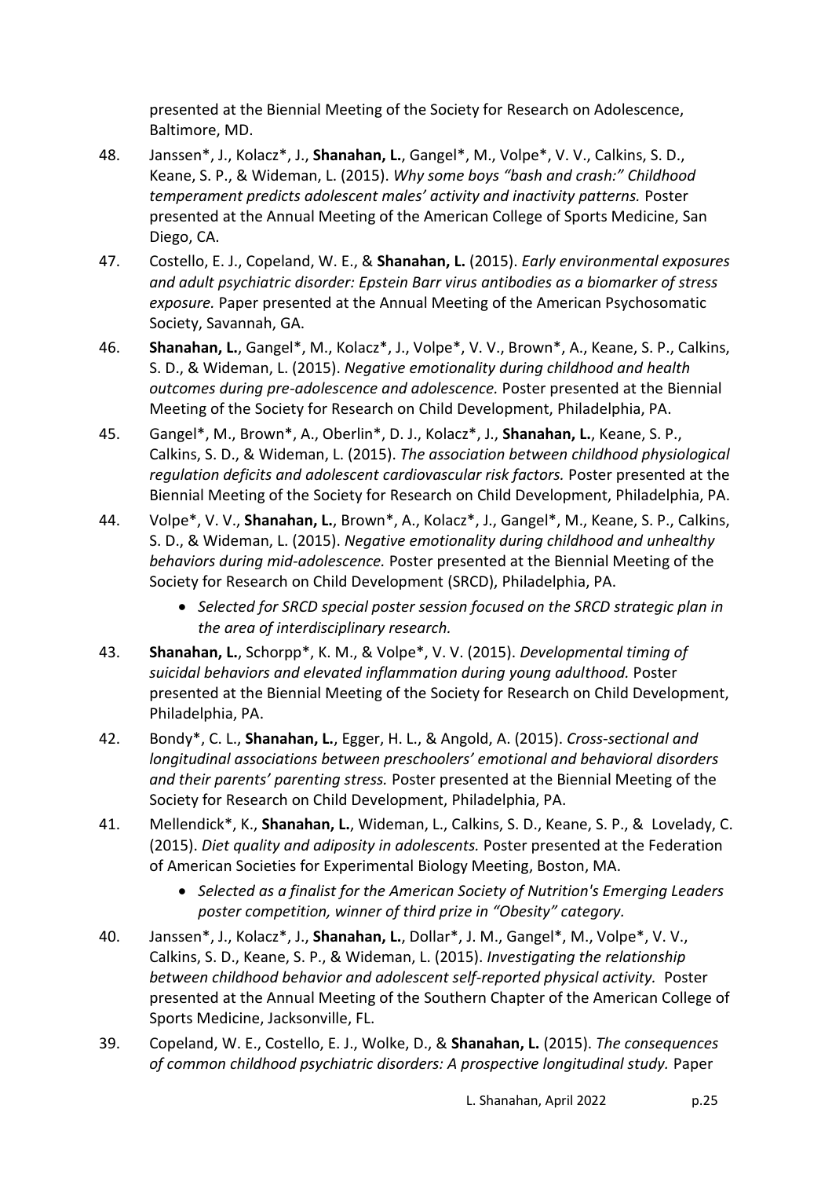presented at the Biennial Meeting of the Society for Research on Adolescence, Baltimore, MD.

48. Janssen*, J., Kolacz*, J., **Shanahan, L.**, Gangel*, M., Volpe*, V. V., Calkins, S. D., Keane, S. P., & Wideman, L. (2015). *Why some boys "bash and crash:" Childhood temperament predicts adolescent males' activity and inactivity patterns.* Poster presented at the Annual Meeting of the American College of Sports Medicine, San Diego, CA.

47. Costello, E. J., Copeland, W. E., & **Shanahan, L.** (2015). *Early environmental exposures and adult psychiatric disorder: Epstein Barr virus antibodies as a biomarker of stress exposure.* Paper presented at the Annual Meeting of the American Psychosomatic Society, Savannah, GA.

46. **Shanahan, L.**, Gangel*, M., Kolacz*, J., Volpe*, V. V., Brown*, A., Keane, S. P., Calkins, S. D., & Wideman, L. (2015). *Negative emotionality during childhood and health outcomes during pre-adolescence and adolescence.* Poster presented at the Biennial Meeting of the Society for Research on Child Development, Philadelphia, PA.

45. Gangel*, M., Brown*, A., Oberlin*, D. J., Kolacz*, J., **Shanahan, L.**, Keane, S. P., Calkins, S. D., & Wideman, L. (2015). *The association between childhood physiological regulation deficits and adolescent cardiovascular risk factors.* Poster presented at the Biennial Meeting of the Society for Research on Child Development, Philadelphia, PA.

44. Volpe*, V. V., **Shanahan, L.**, Brown*, A., Kolacz*, J., Gangel*, M., Keane, S. P., Calkins, S. D., & Wideman, L. (2015). *Negative emotionality during childhood and unhealthy behaviors during mid-adolescence.* Poster presented at the Biennial Meeting of the Society for Research on Child Development (SRCD), Philadelphia, PA.
    - *Selected for SRCD special poster session focused on the SRCD strategic plan in the area of interdisciplinary research.*

43. **Shanahan, L.**, Schorpp*, K. M., & Volpe*, V. V. (2015). *Developmental timing of suicidal behaviors and elevated inflammation during young adulthood.* Poster presented at the Biennial Meeting of the Society for Research on Child Development, Philadelphia, PA.

42. Bondy*, C. L., **Shanahan, L.**, Egger, H. L., & Angold, A. (2015). *Cross-sectional and longitudinal associations between preschoolers' emotional and behavioral disorders and their parents' parenting stress.* Poster presented at the Biennial Meeting of the Society for Research on Child Development, Philadelphia, PA.

41. Mellendick*, K., **Shanahan, L.**, Wideman, L., Calkins, S. D., Keane, S. P., & Lovelady, C. (2015). *Diet quality and adiposity in adolescents.* Poster presented at the Federation of American Societies for Experimental Biology Meeting, Boston, MA.
    - *Selected as a finalist for the American Society of Nutrition's Emerging Leaders poster competition, winner of third prize in "Obesity" category.*

40. Janssen*, J., Kolacz*, J., **Shanahan, L.**, Dollar*, J. M., Gangel*, M., Volpe*, V. V., Calkins, S. D., Keane, S. P., & Wideman, L. (2015). *Investigating the relationship between childhood behavior and adolescent self-reported physical activity.* Poster presented at the Annual Meeting of the Southern Chapter of the American College of Sports Medicine, Jacksonville, FL.

39. Copeland, W. E., Costello, E. J., Wolke, D., & **Shanahan, L.** (2015). *The consequences of common childhood psychiatric disorders: A prospective longitudinal study.* Paper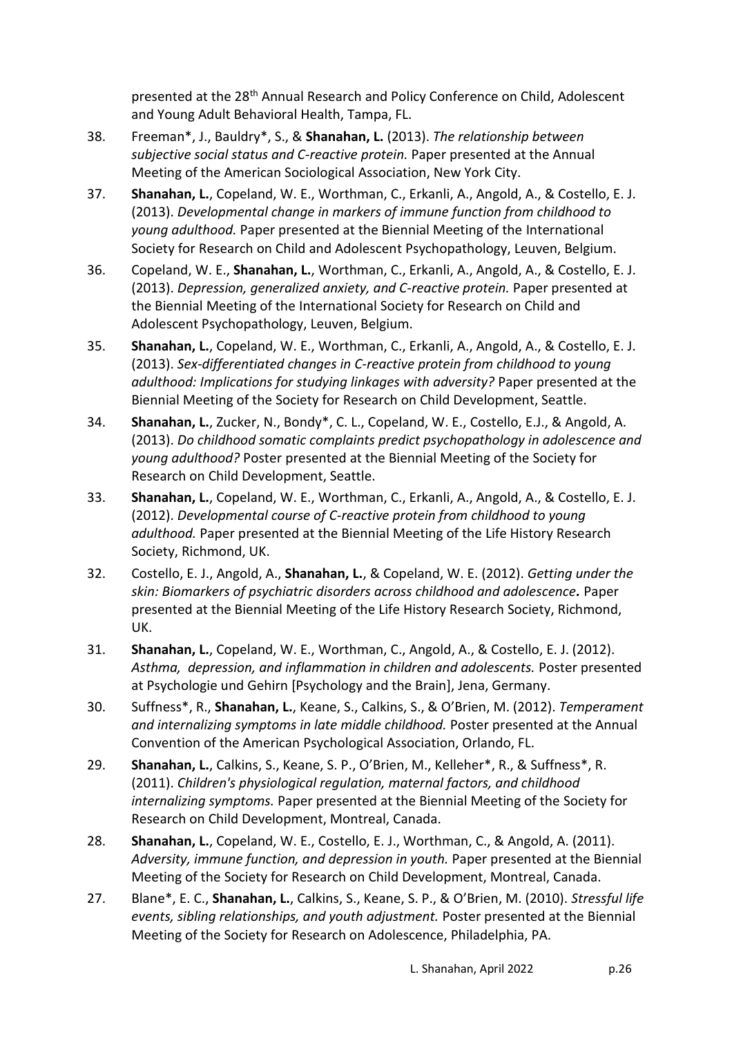presented at the 28th Annual Research and Policy Conference on Child, Adolescent and Young Adult Behavioral Health, Tampa, FL.

38. Freeman*, J., Bauldry*, S., & **Shanahan, L.** (2013). *The relationship between subjective social status and C-reactive protein.* Paper presented at the Annual Meeting of the American Sociological Association, New York City.

37. **Shanahan, L.**, Copeland, W. E., Worthman, C., Erkanli, A., Angold, A., & Costello, E. J. (2013). *Developmental change in markers of immune function from childhood to young adulthood.* Paper presented at the Biennial Meeting of the International Society for Research on Child and Adolescent Psychopathology, Leuven, Belgium.

36. Copeland, W. E., **Shanahan, L.**, Worthman, C., Erkanli, A., Angold, A., & Costello, E. J. (2013). *Depression, generalized anxiety, and C-reactive protein.* Paper presented at the Biennial Meeting of the International Society for Research on Child and Adolescent Psychopathology, Leuven, Belgium.

35. **Shanahan, L.**, Copeland, W. E., Worthman, C., Erkanli, A., Angold, A., & Costello, E. J. (2013). *Sex-differentiated changes in C-reactive protein from childhood to young adulthood: Implications for studying linkages with adversity?* Paper presented at the Biennial Meeting of the Society for Research on Child Development, Seattle.

34. **Shanahan, L.**, Zucker, N., Bondy*, C. L., Copeland, W. E., Costello, E.J., & Angold, A. (2013). *Do childhood somatic complaints predict psychopathology in adolescence and young adulthood?* Poster presented at the Biennial Meeting of the Society for Research on Child Development, Seattle.

33. **Shanahan, L.**, Copeland, W. E., Worthman, C., Erkanli, A., Angold, A., & Costello, E. J. (2012). *Developmental course of C-reactive protein from childhood to young adulthood.* Paper presented at the Biennial Meeting of the Life History Research Society, Richmond, UK.

32. Costello, E. J., Angold, A., **Shanahan, L.**, & Copeland, W. E. (2012). *Getting under the skin: Biomarkers of psychiatric disorders across childhood and adolescence.* Paper presented at the Biennial Meeting of the Life History Research Society, Richmond, UK.

31. **Shanahan, L.**, Copeland, W. E., Worthman, C., Angold, A., & Costello, E. J. (2012). *Asthma, depression, and inflammation in children and adolescents.* Poster presented at Psychologie und Gehirn [Psychology and the Brain], Jena, Germany.

30. Suffness*, R., **Shanahan, L.**, Keane, S., Calkins, S., & O'Brien, M. (2012). *Temperament and internalizing symptoms in late middle childhood.* Poster presented at the Annual Convention of the American Psychological Association, Orlando, FL.

29. **Shanahan, L.**, Calkins, S., Keane, S. P., O'Brien, M., Kelleher*, R., & Suffness*, R. (2011). *Children's physiological regulation, maternal factors, and childhood internalizing symptoms.* Paper presented at the Biennial Meeting of the Society for Research on Child Development, Montreal, Canada.

28. **Shanahan, L.**, Copeland, W. E., Costello, E. J., Worthman, C., & Angold, A. (2011). *Adversity, immune function, and depression in youth.* Paper presented at the Biennial Meeting of the Society for Research on Child Development, Montreal, Canada.

27. Blane*, E. C., **Shanahan, L.**, Calkins, S., Keane, S. P., & O'Brien, M. (2010). *Stressful life events, sibling relationships, and youth adjustment.* Poster presented at the Biennial Meeting of the Society for Research on Adolescence, Philadelphia, PA.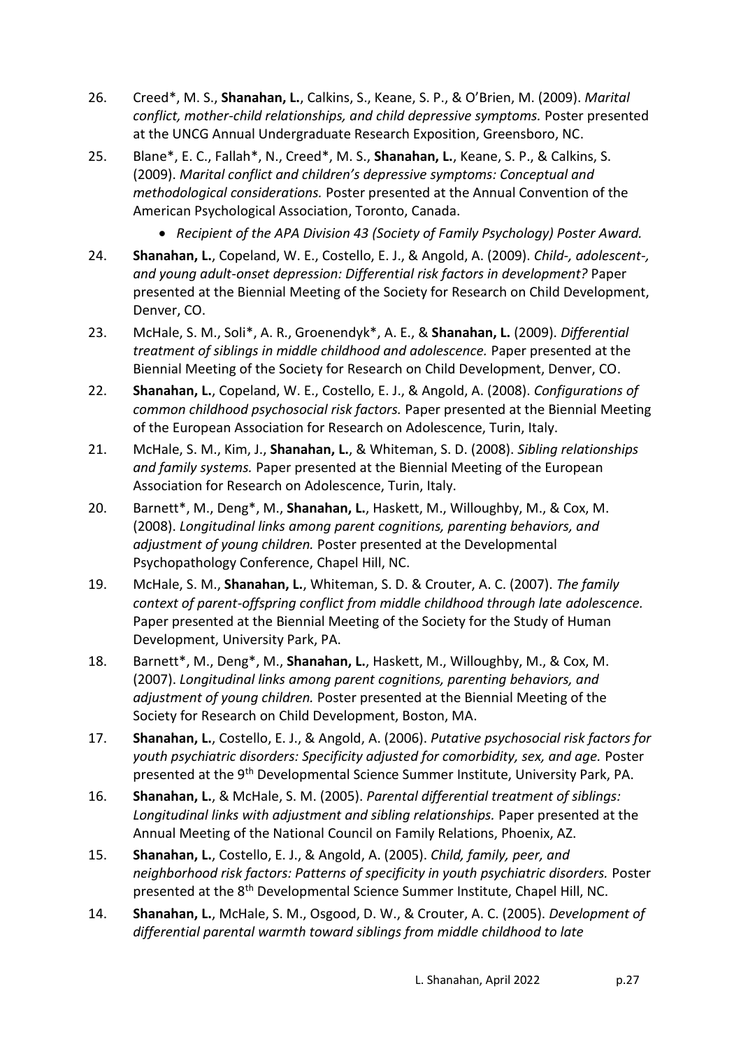26. Creed*, M. S., **Shanahan, L.**, Calkins, S., Keane, S. P., & O'Brien, M. (2009). *Marital conflict, mother-child relationships, and child depressive symptoms.* Poster presented at the UNCG Annual Undergraduate Research Exposition, Greensboro, NC.

25. Blane*, E. C., Fallah*, N., Creed*, M. S., **Shanahan, L.**, Keane, S. P., & Calkins, S. (2009). *Marital conflict and children's depressive symptoms: Conceptual and methodological considerations.* Poster presented at the Annual Convention of the American Psychological Association, Toronto, Canada.
    - *Recipient of the APA Division 43 (Society of Family Psychology) Poster Award.*

24. **Shanahan, L.**, Copeland, W. E., Costello, E. J., & Angold, A. (2009). *Child-, adolescent-, and young adult-onset depression: Differential risk factors in development?* Paper presented at the Biennial Meeting of the Society for Research on Child Development, Denver, CO.

23. McHale, S. M., Soli*, A. R., Groenendyk*, A. E., & **Shanahan, L.** (2009). *Differential treatment of siblings in middle childhood and adolescence.* Paper presented at the Biennial Meeting of the Society for Research on Child Development, Denver, CO.

22. **Shanahan, L.**, Copeland, W. E., Costello, E. J., & Angold, A. (2008). *Configurations of common childhood psychosocial risk factors.* Paper presented at the Biennial Meeting of the European Association for Research on Adolescence, Turin, Italy.

21. McHale, S. M., Kim, J., **Shanahan, L.**, & Whiteman, S. D. (2008). *Sibling relationships and family systems.* Paper presented at the Biennial Meeting of the European Association for Research on Adolescence, Turin, Italy.

20. Barnett*, M., Deng*, M., **Shanahan, L.**, Haskett, M., Willoughby, M., & Cox, M. (2008). *Longitudinal links among parent cognitions, parenting behaviors, and adjustment of young children.* Poster presented at the Developmental Psychopathology Conference, Chapel Hill, NC.

19. McHale, S. M., **Shanahan, L.**, Whiteman, S. D. & Crouter, A. C. (2007). *The family context of parent-offspring conflict from middle childhood through late adolescence.* Paper presented at the Biennial Meeting of the Society for the Study of Human Development, University Park, PA.

18. Barnett*, M., Deng*, M., **Shanahan, L.**, Haskett, M., Willoughby, M., & Cox, M. (2007). *Longitudinal links among parent cognitions, parenting behaviors, and adjustment of young children.* Poster presented at the Biennial Meeting of the Society for Research on Child Development, Boston, MA.

17. **Shanahan, L.**, Costello, E. J., & Angold, A. (2006). *Putative psychosocial risk factors for youth psychiatric disorders: Specificity adjusted for comorbidity, sex, and age.* Poster presented at the 9th Developmental Science Summer Institute, University Park, PA.

16. **Shanahan, L.**, & McHale, S. M. (2005). *Parental differential treatment of siblings: Longitudinal links with adjustment and sibling relationships.* Paper presented at the Annual Meeting of the National Council on Family Relations, Phoenix, AZ.

15. **Shanahan, L.**, Costello, E. J., & Angold, A. (2005). *Child, family, peer, and neighborhood risk factors: Patterns of specificity in youth psychiatric disorders.* Poster presented at the 8th Developmental Science Summer Institute, Chapel Hill, NC.

14. **Shanahan, L.**, McHale, S. M., Osgood, D. W., & Crouter, A. C. (2005). *Development of differential parental warmth toward siblings from middle childhood to late*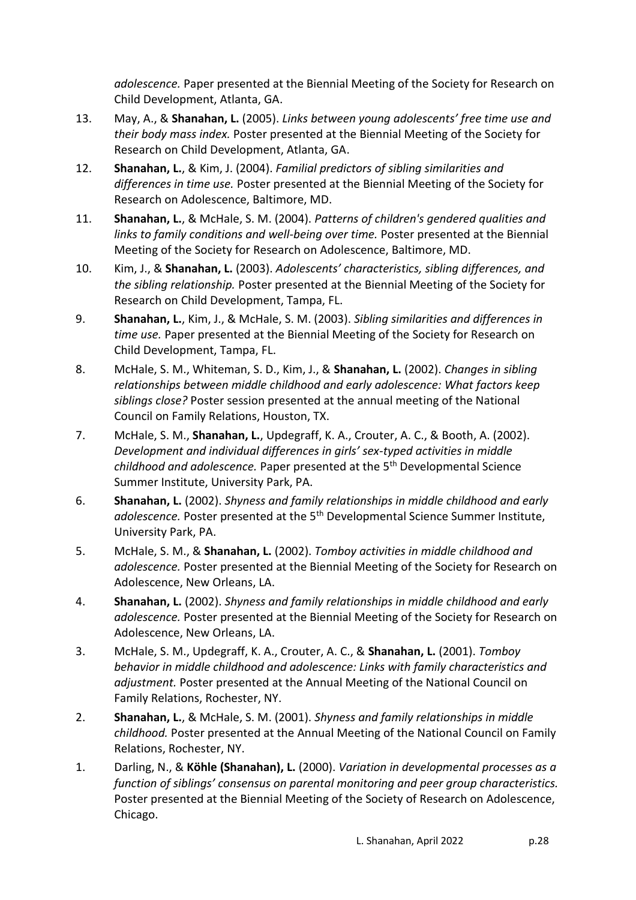*adolescence.* Paper presented at the Biennial Meeting of the Society for Research on Child Development, Atlanta, GA.

13. May, A., & **Shanahan, L.** (2005). *Links between young adolescents' free time use and their body mass index.* Poster presented at the Biennial Meeting of the Society for Research on Child Development, Atlanta, GA.

12. **Shanahan, L.**, & Kim, J. (2004). *Familial predictors of sibling similarities and differences in time use.* Poster presented at the Biennial Meeting of the Society for Research on Adolescence, Baltimore, MD.

11. **Shanahan, L.**, & McHale, S. M. (2004). *Patterns of children's gendered qualities and links to family conditions and well-being over time.* Poster presented at the Biennial Meeting of the Society for Research on Adolescence, Baltimore, MD.

10. Kim, J., & **Shanahan, L.** (2003). *Adolescents' characteristics, sibling differences, and the sibling relationship.* Poster presented at the Biennial Meeting of the Society for Research on Child Development, Tampa, FL.

9. **Shanahan, L.**, Kim, J., & McHale, S. M. (2003). *Sibling similarities and differences in time use.* Paper presented at the Biennial Meeting of the Society for Research on Child Development, Tampa, FL.

8. McHale, S. M., Whiteman, S. D., Kim, J., & **Shanahan, L.** (2002). *Changes in sibling relationships between middle childhood and early adolescence: What factors keep siblings close?* Poster session presented at the annual meeting of the National Council on Family Relations, Houston, TX.

7. McHale, S. M., **Shanahan, L.**, Updegraff, K. A., Crouter, A. C., & Booth, A. (2002). *Development and individual differences in girls' sex-typed activities in middle childhood and adolescence.* Paper presented at the 5th Developmental Science Summer Institute, University Park, PA.

6. **Shanahan, L.** (2002). *Shyness and family relationships in middle childhood and early adolescence.* Poster presented at the 5th Developmental Science Summer Institute, University Park, PA.

5. McHale, S. M., & **Shanahan, L.** (2002). *Tomboy activities in middle childhood and adolescence.* Poster presented at the Biennial Meeting of the Society for Research on Adolescence, New Orleans, LA.

4. **Shanahan, L.** (2002). *Shyness and family relationships in middle childhood and early adolescence.* Poster presented at the Biennial Meeting of the Society for Research on Adolescence, New Orleans, LA.

3. McHale, S. M., Updegraff, K. A., Crouter, A. C., & **Shanahan, L.** (2001). *Tomboy behavior in middle childhood and adolescence: Links with family characteristics and adjustment.* Poster presented at the Annual Meeting of the National Council on Family Relations, Rochester, NY.

2. **Shanahan, L.**, & McHale, S. M. (2001). *Shyness and family relationships in middle childhood.* Poster presented at the Annual Meeting of the National Council on Family Relations, Rochester, NY.

1. Darling, N., & **Köhle (Shanahan), L.** (2000). *Variation in developmental processes as a function of siblings' consensus on parental monitoring and peer group characteristics.* Poster presented at the Biennial Meeting of the Society of Research on Adolescence, Chicago.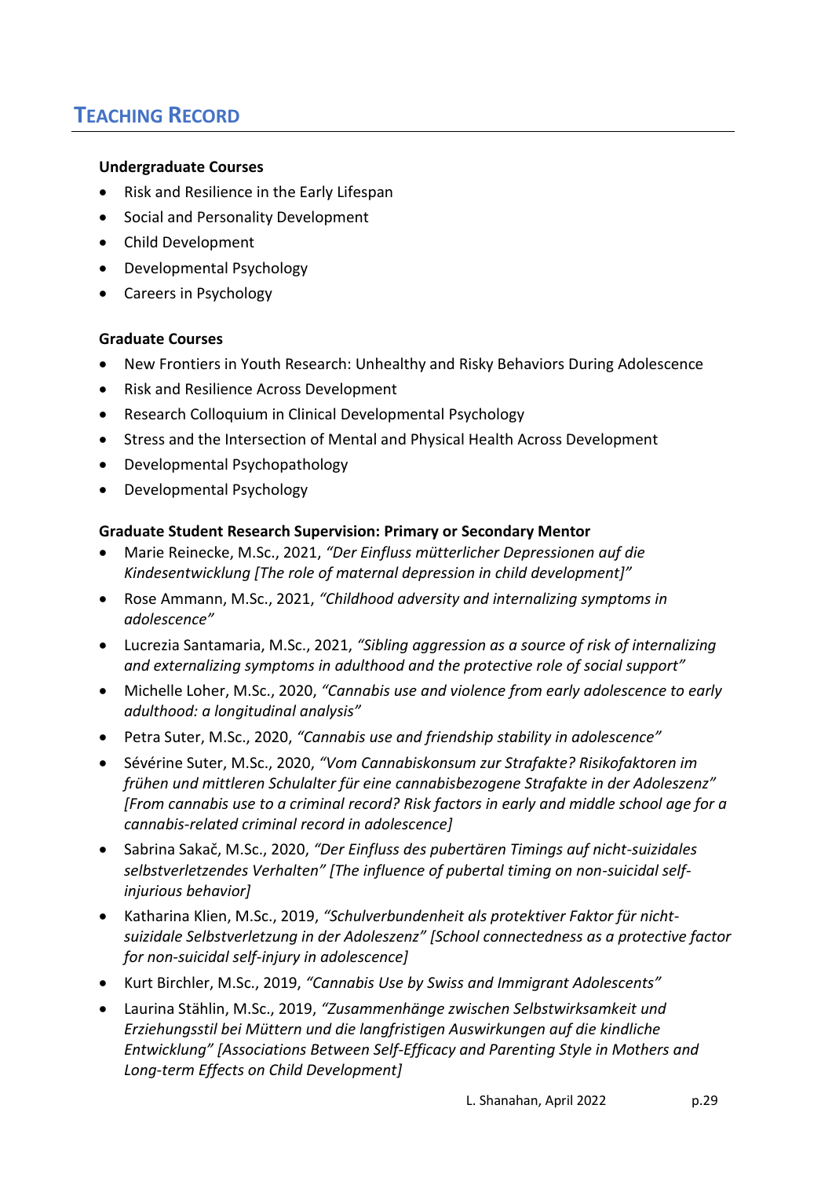## Teaching Record

**Undergraduate Courses**

- Risk and Resilience in the Early Lifespan
- Social and Personality Development
- Child Development
- Developmental Psychology
- Careers in Psychology

**Graduate Courses**

- New Frontiers in Youth Research: Unhealthy and Risky Behaviors During Adolescence
- Risk and Resilience Across Development
- Research Colloquium in Clinical Developmental Psychology
- Stress and the Intersection of Mental and Physical Health Across Development
- Developmental Psychopathology
- Developmental Psychology

**Graduate Student Research Supervision: Primary or Secondary Mentor**

- Marie Reinecke, M.Sc., 2021, *"Der Einfluss mütterlicher Depressionen auf die Kindesentwicklung [The role of maternal depression in child development]"*
- Rose Ammann, M.Sc., 2021, *"Childhood adversity and internalizing symptoms in adolescence"*
- Lucrezia Santamaria, M.Sc., 2021, *"Sibling aggression as a source of risk of internalizing and externalizing symptoms in adulthood and the protective role of social support"*
- Michelle Loher, M.Sc., 2020, *"Cannabis use and violence from early adolescence to early adulthood: a longitudinal analysis"*
- Petra Suter, M.Sc., 2020, *"Cannabis use and friendship stability in adolescence"*
- Sévérine Suter, M.Sc., 2020, *"Vom Cannabiskonsum zur Strafakte? Risikofaktoren im frühen und mittleren Schulalter für eine cannabisbezogene Strafakte in der Adoleszenz" [From cannabis use to a criminal record? Risk factors in early and middle school age for a cannabis-related criminal record in adolescence]*
- Sabrina Sakač, M.Sc., 2020, *"Der Einfluss des pubertären Timings auf nicht-suizidales selbstverletzendes Verhalten" [The influence of pubertal timing on non-suicidal self-injurious behavior]*
- Katharina Klien, M.Sc., 2019, *"Schulverbundenheit als protektiver Faktor für nicht-suizidale Selbstverletzung in der Adoleszenz" [School connectedness as a protective factor for non-suicidal self-injury in adolescence]*
- Kurt Birchler, M.Sc., 2019, *"Cannabis Use by Swiss and Immigrant Adolescents"*
- Laurina Stählin, M.Sc., 2019, *"Zusammenhänge zwischen Selbstwirksamkeit und Erziehungsstil bei Müttern und die langfristigen Auswirkungen auf die kindliche Entwicklung" [Associations Between Self-Efficacy and Parenting Style in Mothers and Long-term Effects on Child Development]*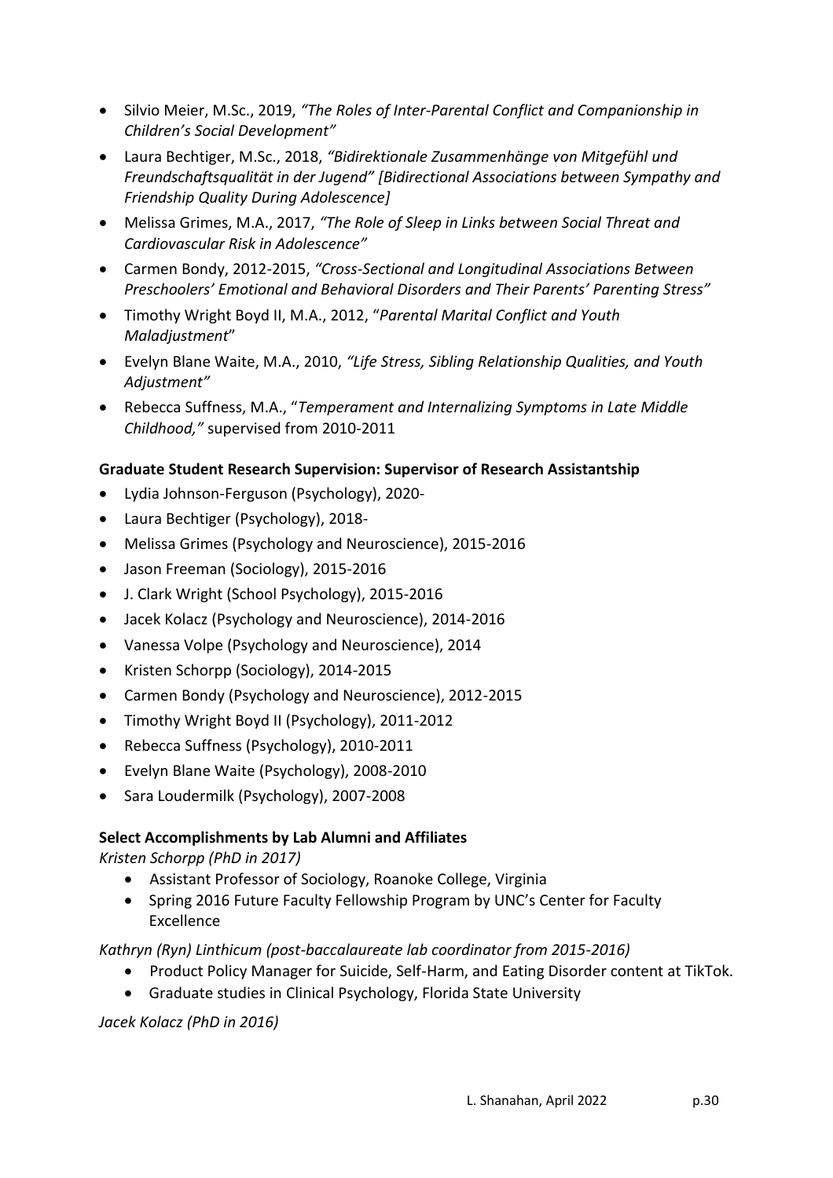- Silvio Meier, M.Sc., 2019, *"The Roles of Inter-Parental Conflict and Companionship in Children's Social Development"*
- Laura Bechtiger, M.Sc., 2018, *"Bidirektionale Zusammenhänge von Mitgefühl und Freundschaftsqualität in der Jugend" [Bidirectional Associations between Sympathy and Friendship Quality During Adolescence]*
- Melissa Grimes, M.A., 2017, *"The Role of Sleep in Links between Social Threat and Cardiovascular Risk in Adolescence"*
- Carmen Bondy, 2012-2015, *"Cross-Sectional and Longitudinal Associations Between Preschoolers' Emotional and Behavioral Disorders and Their Parents' Parenting Stress"*
- Timothy Wright Boyd II, M.A., 2012, "*Parental Marital Conflict and Youth Maladjustment*"
- Evelyn Blane Waite, M.A., 2010, *"Life Stress, Sibling Relationship Qualities, and Youth Adjustment"*
- Rebecca Suffness, M.A., "*Temperament and Internalizing Symptoms in Late Middle Childhood,"* supervised from 2010-2011

**Graduate Student Research Supervision: Supervisor of Research Assistantship**

- Lydia Johnson-Ferguson (Psychology), 2020-
- Laura Bechtiger (Psychology), 2018-
- Melissa Grimes (Psychology and Neuroscience), 2015-2016
- Jason Freeman (Sociology), 2015-2016
- J. Clark Wright (School Psychology), 2015-2016
- Jacek Kolacz (Psychology and Neuroscience), 2014-2016
- Vanessa Volpe (Psychology and Neuroscience), 2014
- Kristen Schorpp (Sociology), 2014-2015
- Carmen Bondy (Psychology and Neuroscience), 2012-2015
- Timothy Wright Boyd II (Psychology), 2011-2012
- Rebecca Suffness (Psychology), 2010-2011
- Evelyn Blane Waite (Psychology), 2008-2010
- Sara Loudermilk (Psychology), 2007-2008

**Select Accomplishments by Lab Alumni and Affiliates**

*Kristen Schorpp (PhD in 2017)*

- Assistant Professor of Sociology, Roanoke College, Virginia
- Spring 2016 Future Faculty Fellowship Program by UNC's Center for Faculty Excellence

*Kathryn (Ryn) Linthicum (post-baccalaureate lab coordinator from 2015-2016)*

- Product Policy Manager for Suicide, Self-Harm, and Eating Disorder content at TikTok.
- Graduate studies in Clinical Psychology, Florida State University

*Jacek Kolacz (PhD in 2016)*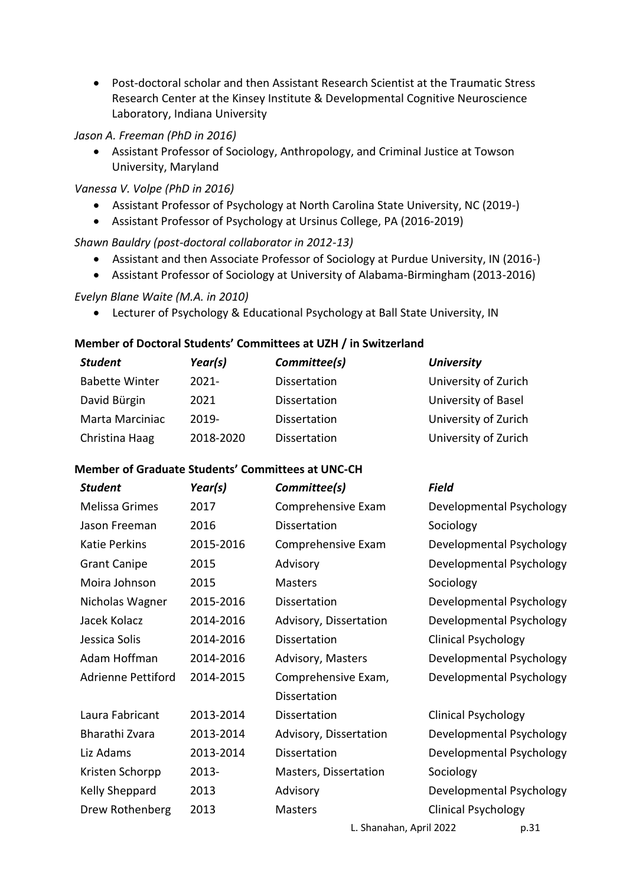- Post-doctoral scholar and then Assistant Research Scientist at the Traumatic Stress Research Center at the Kinsey Institute & Developmental Cognitive Neuroscience Laboratory, Indiana University

*Jason A. Freeman (PhD in 2016)*

- Assistant Professor of Sociology, Anthropology, and Criminal Justice at Towson University, Maryland

*Vanessa V. Volpe (PhD in 2016)*

- Assistant Professor of Psychology at North Carolina State University, NC (2019-)
- Assistant Professor of Psychology at Ursinus College, PA (2016-2019)

*Shawn Bauldry (post-doctoral collaborator in 2012-13)*

- Assistant and then Associate Professor of Sociology at Purdue University, IN (2016-)
- Assistant Professor of Sociology at University of Alabama-Birmingham (2013-2016)

*Evelyn Blane Waite (M.A. in 2010)*

- Lecturer of Psychology & Educational Psychology at Ball State University, IN

**Member of Doctoral Students' Committees at UZH / in Switzerland**

| *Student* | *Year(s)* | *Committee(s)* | *University* |
|---|---|---|---|
| Babette Winter | 2021- | Dissertation | University of Zurich |
| David Bürgin | 2021 | Dissertation | University of Basel |
| Marta Marciniac | 2019- | Dissertation | University of Zurich |
| Christina Haag | 2018-2020 | Dissertation | University of Zurich |

**Member of Graduate Students' Committees at UNC-CH**

| *Student* | *Year(s)* | *Committee(s)* | *Field* |
|---|---|---|---|
| Melissa Grimes | 2017 | Comprehensive Exam | Developmental Psychology |
| Jason Freeman | 2016 | Dissertation | Sociology |
| Katie Perkins | 2015-2016 | Comprehensive Exam | Developmental Psychology |
| Grant Canipe | 2015 | Advisory | Developmental Psychology |
| Moira Johnson | 2015 | Masters | Sociology |
| Nicholas Wagner | 2015-2016 | Dissertation | Developmental Psychology |
| Jacek Kolacz | 2014-2016 | Advisory, Dissertation | Developmental Psychology |
| Jessica Solis | 2014-2016 | Dissertation | Clinical Psychology |
| Adam Hoffman | 2014-2016 | Advisory, Masters | Developmental Psychology |
| Adrienne Pettiford | 2014-2015 | Comprehensive Exam, Dissertation | Developmental Psychology |
| Laura Fabricant | 2013-2014 | Dissertation | Clinical Psychology |
| Bharathi Zvara | 2013-2014 | Advisory, Dissertation | Developmental Psychology |
| Liz Adams | 2013-2014 | Dissertation | Developmental Psychology |
| Kristen Schorpp | 2013- | Masters, Dissertation | Sociology |
| Kelly Sheppard | 2013 | Advisory | Developmental Psychology |
| Drew Rothenberg | 2013 | Masters | Clinical Psychology |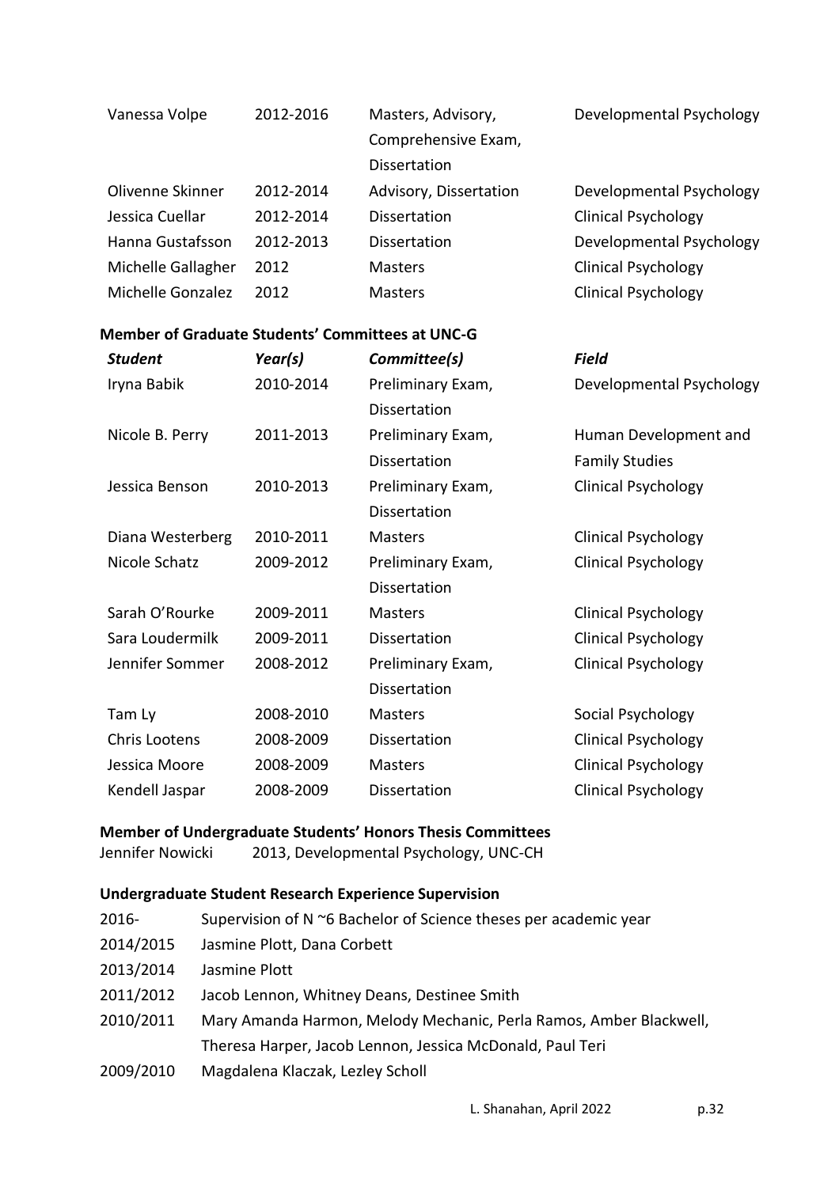| | | | |
|---|---|---|---|
| Vanessa Volpe | 2012-2016 | Masters, Advisory, Comprehensive Exam, Dissertation | Developmental Psychology |
| Olivenne Skinner | 2012-2014 | Advisory, Dissertation | Developmental Psychology |
| Jessica Cuellar | 2012-2014 | Dissertation | Clinical Psychology |
| Hanna Gustafsson | 2012-2013 | Dissertation | Developmental Psychology |
| Michelle Gallagher | 2012 | Masters | Clinical Psychology |
| Michelle Gonzalez | 2012 | Masters | Clinical Psychology |

**Member of Graduate Students' Committees at UNC-G**

| *Student* | *Year(s)* | *Committee(s)* | *Field* |
|---|---|---|---|
| Iryna Babik | 2010-2014 | Preliminary Exam, Dissertation | Developmental Psychology |
| Nicole B. Perry | 2011-2013 | Preliminary Exam, Dissertation | Human Development and Family Studies |
| Jessica Benson | 2010-2013 | Preliminary Exam, Dissertation | Clinical Psychology |
| Diana Westerberg | 2010-2011 | Masters | Clinical Psychology |
| Nicole Schatz | 2009-2012 | Preliminary Exam, Dissertation | Clinical Psychology |
| Sarah O'Rourke | 2009-2011 | Masters | Clinical Psychology |
| Sara Loudermilk | 2009-2011 | Dissertation | Clinical Psychology |
| Jennifer Sommer | 2008-2012 | Preliminary Exam, Dissertation | Clinical Psychology |
| Tam Ly | 2008-2010 | Masters | Social Psychology |
| Chris Lootens | 2008-2009 | Dissertation | Clinical Psychology |
| Jessica Moore | 2008-2009 | Masters | Clinical Psychology |
| Kendell Jaspar | 2008-2009 | Dissertation | Clinical Psychology |

**Member of Undergraduate Students' Honors Thesis Committees**

Jennifer Nowicki 2013, Developmental Psychology, UNC-CH

**Undergraduate Student Research Experience Supervision**

| | |
|---|---|
| 2016- | Supervision of N ~6 Bachelor of Science theses per academic year |
| 2014/2015 | Jasmine Plott, Dana Corbett |
| 2013/2014 | Jasmine Plott |
| 2011/2012 | Jacob Lennon, Whitney Deans, Destinee Smith |
| 2010/2011 | Mary Amanda Harmon, Melody Mechanic, Perla Ramos, Amber Blackwell, Theresa Harper, Jacob Lennon, Jessica McDonald, Paul Teri |
| 2009/2010 | Magdalena Klaczak, Lezley Scholl |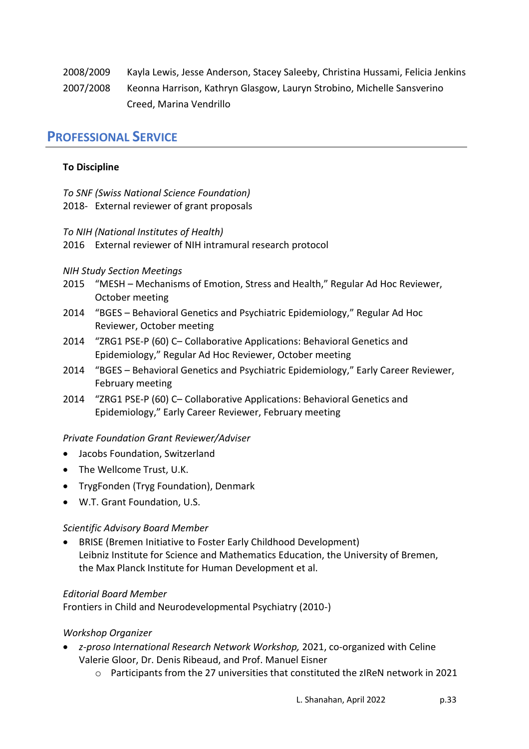2008/2009 Kayla Lewis, Jesse Anderson, Stacey Saleeby, Christina Hussami, Felicia Jenkins

2007/2008 Keonna Harrison, Kathryn Glasgow, Lauryn Strobino, Michelle Sansverino Creed, Marina Vendrillo

## PROFESSIONAL SERVICE

**To Discipline**

*To SNF (Swiss National Science Foundation)*
2018- External reviewer of grant proposals

*To NIH (National Institutes of Health)*
2016 External reviewer of NIH intramural research protocol

*NIH Study Section Meetings*

- 2015 "MESH – Mechanisms of Emotion, Stress and Health," Regular Ad Hoc Reviewer, October meeting
- 2014 "BGES – Behavioral Genetics and Psychiatric Epidemiology," Regular Ad Hoc Reviewer, October meeting
- 2014 "ZRG1 PSE-P (60) C– Collaborative Applications: Behavioral Genetics and Epidemiology," Regular Ad Hoc Reviewer, October meeting
- 2014 "BGES – Behavioral Genetics and Psychiatric Epidemiology," Early Career Reviewer, February meeting
- 2014 "ZRG1 PSE-P (60) C– Collaborative Applications: Behavioral Genetics and Epidemiology," Early Career Reviewer, February meeting

*Private Foundation Grant Reviewer/Adviser*

- Jacobs Foundation, Switzerland
- The Wellcome Trust, U.K.
- TrygFonden (Tryg Foundation), Denmark
- W.T. Grant Foundation, U.S.

*Scientific Advisory Board Member*

- BRISE (Bremen Initiative to Foster Early Childhood Development)
  Leibniz Institute for Science and Mathematics Education, the University of Bremen, the Max Planck Institute for Human Development et al.

*Editorial Board Member*
Frontiers in Child and Neurodevelopmental Psychiatry (2010-)

*Workshop Organizer*

- *z-proso International Research Network Workshop,* 2021, co-organized with Celine Valerie Gloor, Dr. Denis Ribeaud, and Prof. Manuel Eisner
  - Participants from the 27 universities that constituted the zIReN network in 2021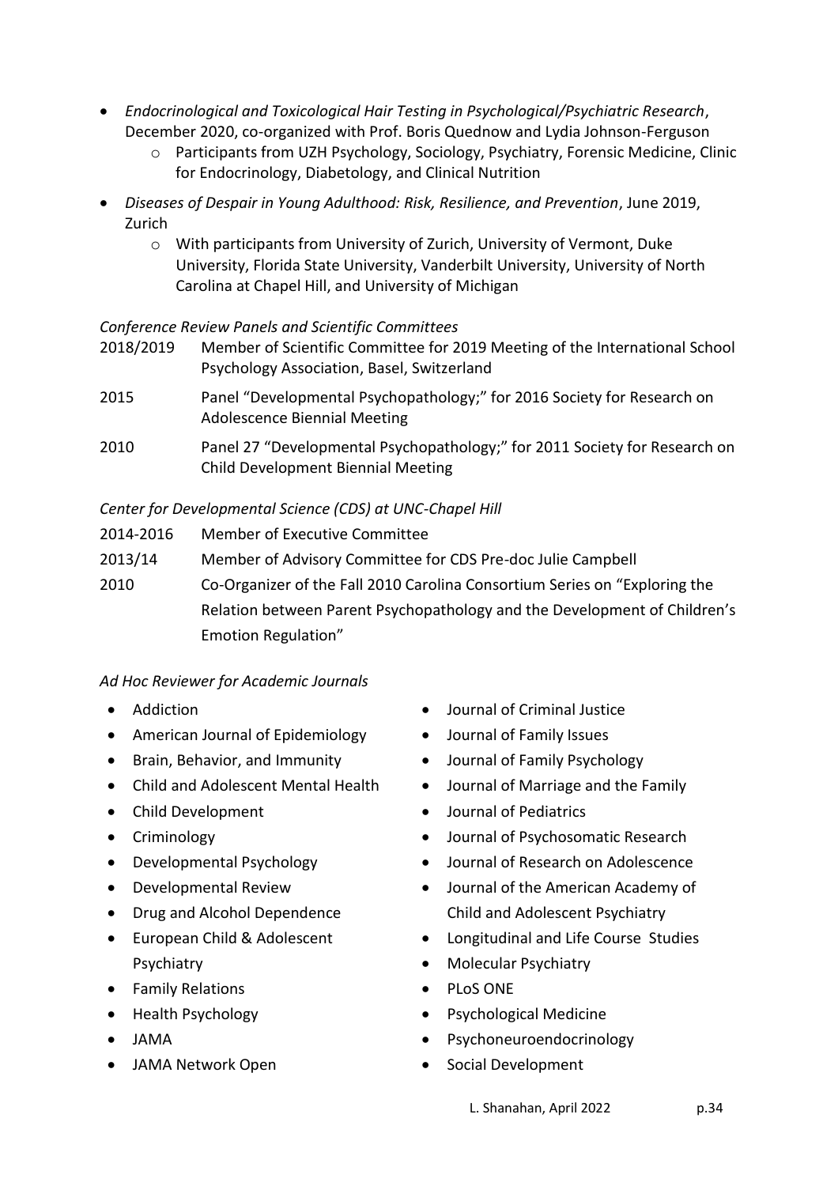- *Endocrinological and Toxicological Hair Testing in Psychological/Psychiatric Research*, December 2020, co-organized with Prof. Boris Quednow and Lydia Johnson-Ferguson
  - Participants from UZH Psychology, Sociology, Psychiatry, Forensic Medicine, Clinic for Endocrinology, Diabetology, and Clinical Nutrition
- *Diseases of Despair in Young Adulthood: Risk, Resilience, and Prevention*, June 2019, Zurich
  - With participants from University of Zurich, University of Vermont, Duke University, Florida State University, Vanderbilt University, University of North Carolina at Chapel Hill, and University of Michigan

*Conference Review Panels and Scientific Committees*

| | |
|---|---|
| 2018/2019 | Member of Scientific Committee for 2019 Meeting of the International School Psychology Association, Basel, Switzerland |
| 2015 | Panel "Developmental Psychopathology;" for 2016 Society for Research on Adolescence Biennial Meeting |
| 2010 | Panel 27 "Developmental Psychopathology;" for 2011 Society for Research on Child Development Biennial Meeting |

*Center for Developmental Science (CDS) at UNC-Chapel Hill*

| | |
|---|---|
| 2014-2016 | Member of Executive Committee |
| 2013/14 | Member of Advisory Committee for CDS Pre-doc Julie Campbell |
| 2010 | Co-Organizer of the Fall 2010 Carolina Consortium Series on "Exploring the Relation between Parent Psychopathology and the Development of Children's Emotion Regulation" |

*Ad Hoc Reviewer for Academic Journals*

- Addiction
- American Journal of Epidemiology
- Brain, Behavior, and Immunity
- Child and Adolescent Mental Health
- Child Development
- Criminology
- Developmental Psychology
- Developmental Review
- Drug and Alcohol Dependence
- European Child & Adolescent Psychiatry
- Family Relations
- Health Psychology
- JAMA
- JAMA Network Open
- Journal of Criminal Justice
- Journal of Family Issues
- Journal of Family Psychology
- Journal of Marriage and the Family
- Journal of Pediatrics
- Journal of Psychosomatic Research
- Journal of Research on Adolescence
- Journal of the American Academy of Child and Adolescent Psychiatry
- Longitudinal and Life Course Studies
- Molecular Psychiatry
- PLoS ONE
- Psychological Medicine
- Psychoneuroendocrinology
- Social Development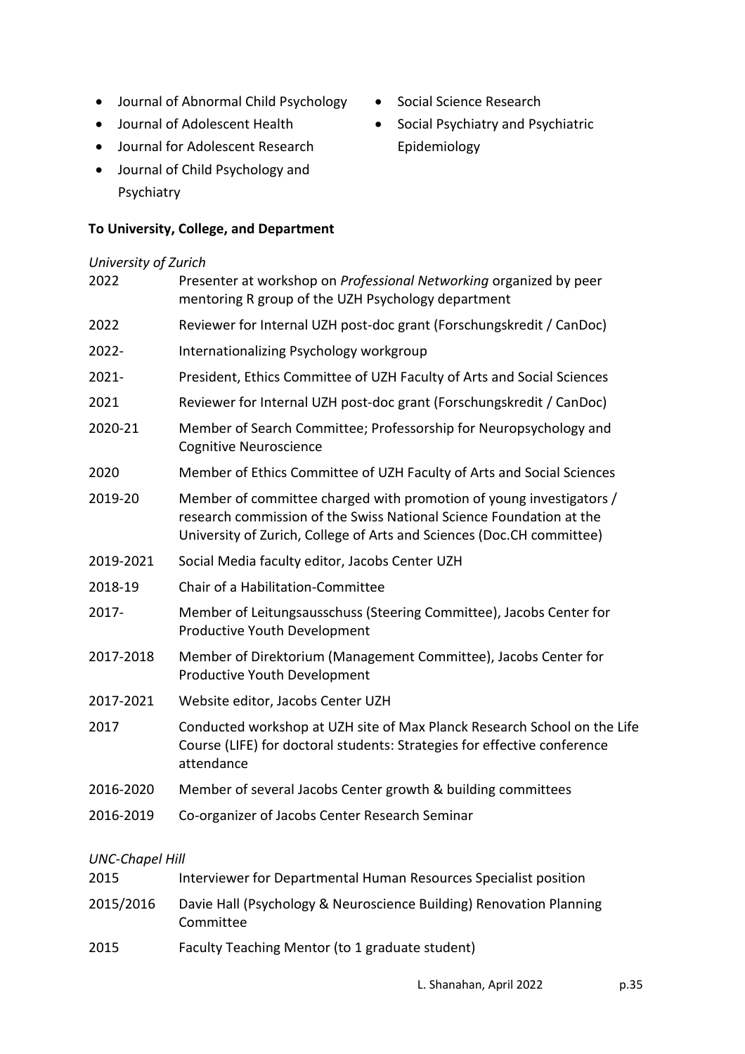- Journal of Abnormal Child Psychology
- Journal of Adolescent Health
- Journal for Adolescent Research
- Journal of Child Psychology and Psychiatry
- Social Science Research
- Social Psychiatry and Psychiatric Epidemiology

**To University, College, and Department**

*University of Zurich*

| | |
|---|---|
| 2022 | Presenter at workshop on *Professional Networking* organized by peer mentoring R group of the UZH Psychology department |
| 2022 | Reviewer for Internal UZH post-doc grant (Forschungskredit / CanDoc) |
| 2022- | Internationalizing Psychology workgroup |
| 2021- | President, Ethics Committee of UZH Faculty of Arts and Social Sciences |
| 2021 | Reviewer for Internal UZH post-doc grant (Forschungskredit / CanDoc) |
| 2020-21 | Member of Search Committee; Professorship for Neuropsychology and Cognitive Neuroscience |
| 2020 | Member of Ethics Committee of UZH Faculty of Arts and Social Sciences |
| 2019-20 | Member of committee charged with promotion of young investigators / research commission of the Swiss National Science Foundation at the University of Zurich, College of Arts and Sciences (Doc.CH committee) |
| 2019-2021 | Social Media faculty editor, Jacobs Center UZH |
| 2018-19 | Chair of a Habilitation-Committee |
| 2017- | Member of Leitungsausschuss (Steering Committee), Jacobs Center for Productive Youth Development |
| 2017-2018 | Member of Direktorium (Management Committee), Jacobs Center for Productive Youth Development |
| 2017-2021 | Website editor, Jacobs Center UZH |
| 2017 | Conducted workshop at UZH site of Max Planck Research School on the Life Course (LIFE) for doctoral students: Strategies for effective conference attendance |
| 2016-2020 | Member of several Jacobs Center growth & building committees |
| 2016-2019 | Co-organizer of Jacobs Center Research Seminar |

*UNC-Chapel Hill*

| | |
|---|---|
| 2015 | Interviewer for Departmental Human Resources Specialist position |
| 2015/2016 | Davie Hall (Psychology & Neuroscience Building) Renovation Planning Committee |
| 2015 | Faculty Teaching Mentor (to 1 graduate student) |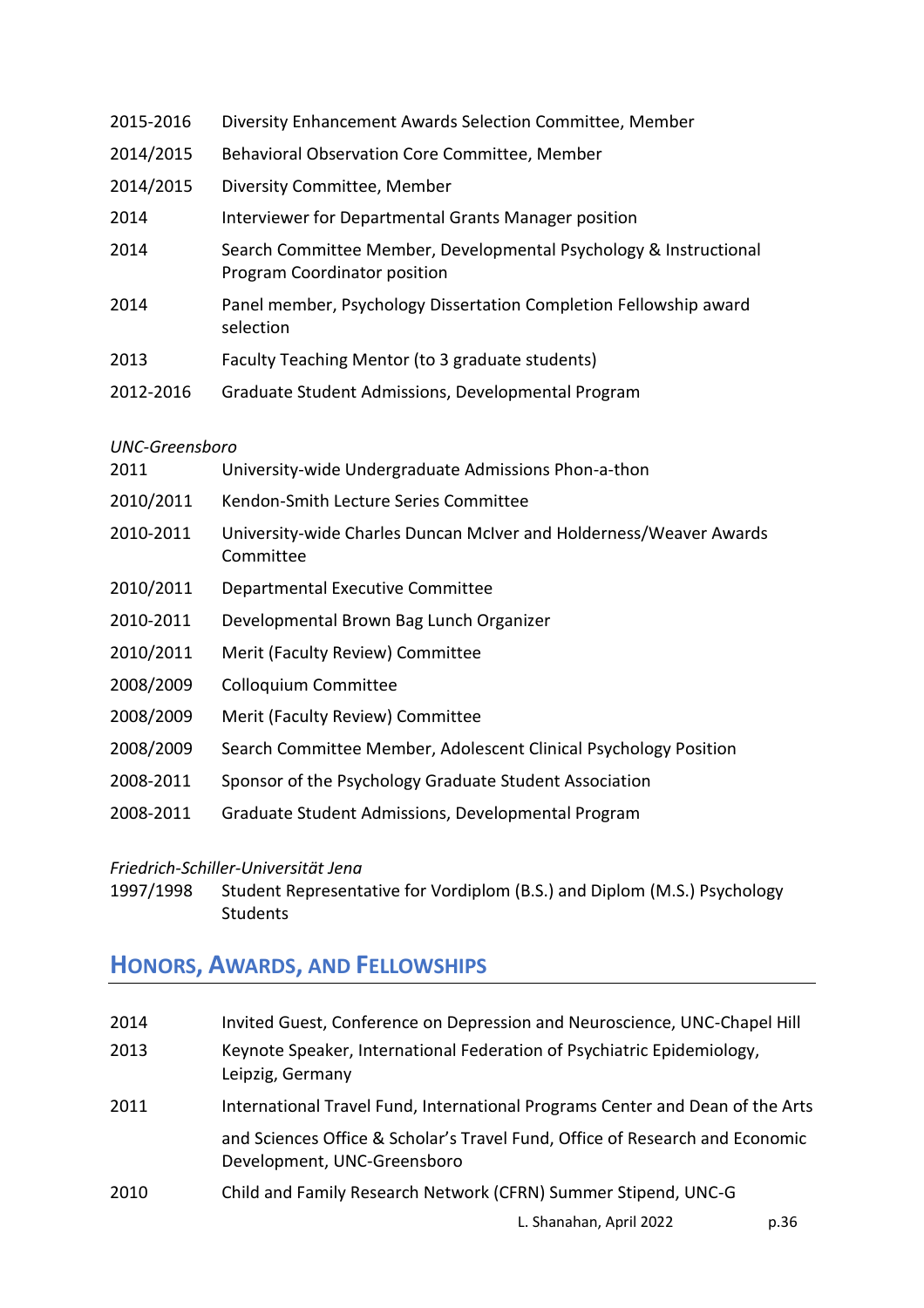2015-2016 Diversity Enhancement Awards Selection Committee, Member

2014/2015 Behavioral Observation Core Committee, Member

2014/2015 Diversity Committee, Member

2014 Interviewer for Departmental Grants Manager position

2014 Search Committee Member, Developmental Psychology & Instructional Program Coordinator position

2014 Panel member, Psychology Dissertation Completion Fellowship award selection

2013 Faculty Teaching Mentor (to 3 graduate students)

2012-2016 Graduate Student Admissions, Developmental Program

*UNC-Greensboro*

2011 University-wide Undergraduate Admissions Phon-a-thon

2010/2011 Kendon-Smith Lecture Series Committee

2010-2011 University-wide Charles Duncan McIver and Holderness/Weaver Awards Committee

2010/2011 Departmental Executive Committee

2010-2011 Developmental Brown Bag Lunch Organizer

2010/2011 Merit (Faculty Review) Committee

2008/2009 Colloquium Committee

2008/2009 Merit (Faculty Review) Committee

2008/2009 Search Committee Member, Adolescent Clinical Psychology Position

2008-2011 Sponsor of the Psychology Graduate Student Association

2008-2011 Graduate Student Admissions, Developmental Program

*Friedrich-Schiller-Universität Jena*

1997/1998 Student Representative for Vordiplom (B.S.) and Diplom (M.S.) Psychology Students

## Honors, Awards, and Fellowships

2014 Invited Guest, Conference on Depression and Neuroscience, UNC-Chapel Hill

2013 Keynote Speaker, International Federation of Psychiatric Epidemiology, Leipzig, Germany

2011 International Travel Fund, International Programs Center and Dean of the Arts and Sciences Office & Scholar's Travel Fund, Office of Research and Economic Development, UNC-Greensboro

2010 Child and Family Research Network (CFRN) Summer Stipend, UNC-G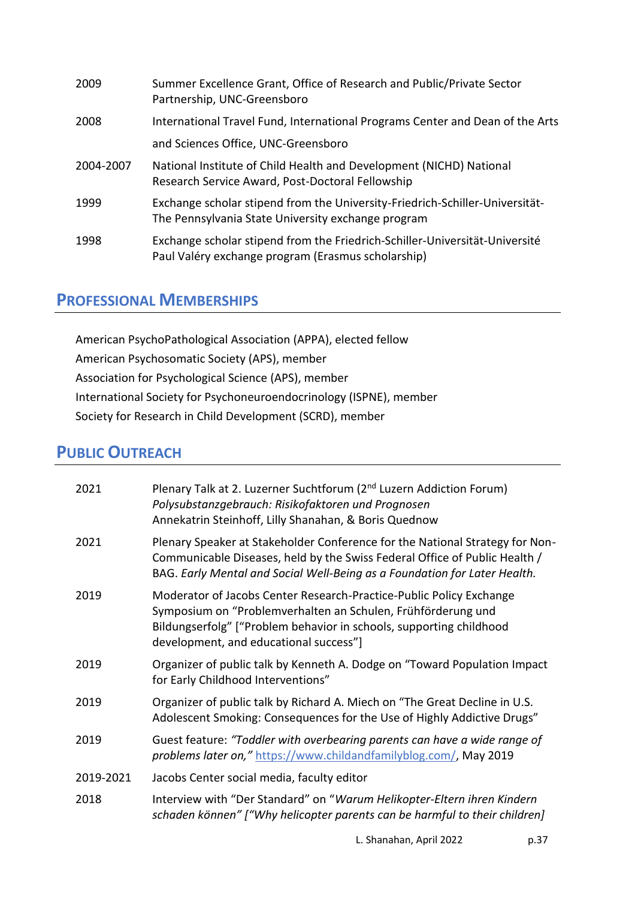| | |
|---|---|
| 2009 | Summer Excellence Grant, Office of Research and Public/Private Sector Partnership, UNC-Greensboro |
| 2008 | International Travel Fund, International Programs Center and Dean of the Arts and Sciences Office, UNC-Greensboro |
| 2004-2007 | National Institute of Child Health and Development (NICHD) National Research Service Award, Post-Doctoral Fellowship |
| 1999 | Exchange scholar stipend from the University-Friedrich-Schiller-Universität-The Pennsylvania State University exchange program |
| 1998 | Exchange scholar stipend from the Friedrich-Schiller-Universität-Université Paul Valéry exchange program (Erasmus scholarship) |

## PROFESSIONAL MEMBERSHIPS

American PsychoPathological Association (APPA), elected fellow
American Psychosomatic Society (APS), member
Association for Psychological Science (APS), member
International Society for Psychoneuroendocrinology (ISPNE), member
Society for Research in Child Development (SCRD), member

## PUBLIC OUTREACH

| | |
|---|---|
| 2021 | Plenary Talk at 2. Luzerner Suchtforum (2nd Luzern Addiction Forum) *Polysubstanzgebrauch: Risikofaktoren und Prognosen* Annekatrin Steinhoff, Lilly Shanahan, & Boris Quednow |
| 2021 | Plenary Speaker at Stakeholder Conference for the National Strategy for Non-Communicable Diseases, held by the Swiss Federal Office of Public Health / BAG. *Early Mental and Social Well-Being as a Foundation for Later Health.* |
| 2019 | Moderator of Jacobs Center Research-Practice-Public Policy Exchange Symposium on "Problemverhalten an Schulen, Frühförderung und Bildungserfolg" ["Problem behavior in schools, supporting childhood development, and educational success"] |
| 2019 | Organizer of public talk by Kenneth A. Dodge on "Toward Population Impact for Early Childhood Interventions" |
| 2019 | Organizer of public talk by Richard A. Miech on "The Great Decline in U.S. Adolescent Smoking: Consequences for the Use of Highly Addictive Drugs" |
| 2019 | Guest feature: *"Toddler with overbearing parents can have a wide range of problems later on,"* https://www.childandfamilyblog.com/, May 2019 |
| 2019-2021 | Jacobs Center social media, faculty editor |
| 2018 | Interview with "Der Standard" on "*Warum Helikopter-Eltern ihren Kindern schaden können" ["Why helicopter parents can be harmful to their children]* |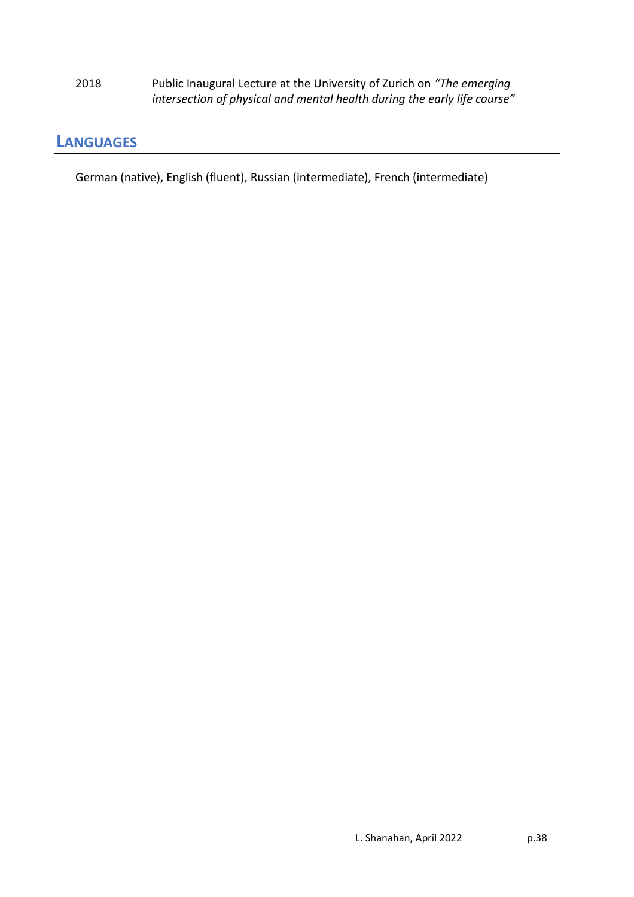2018 Public Inaugural Lecture at the University of Zurich on *"The emerging intersection of physical and mental health during the early life course"*

## LANGUAGES

German (native), English (fluent), Russian (intermediate), French (intermediate)